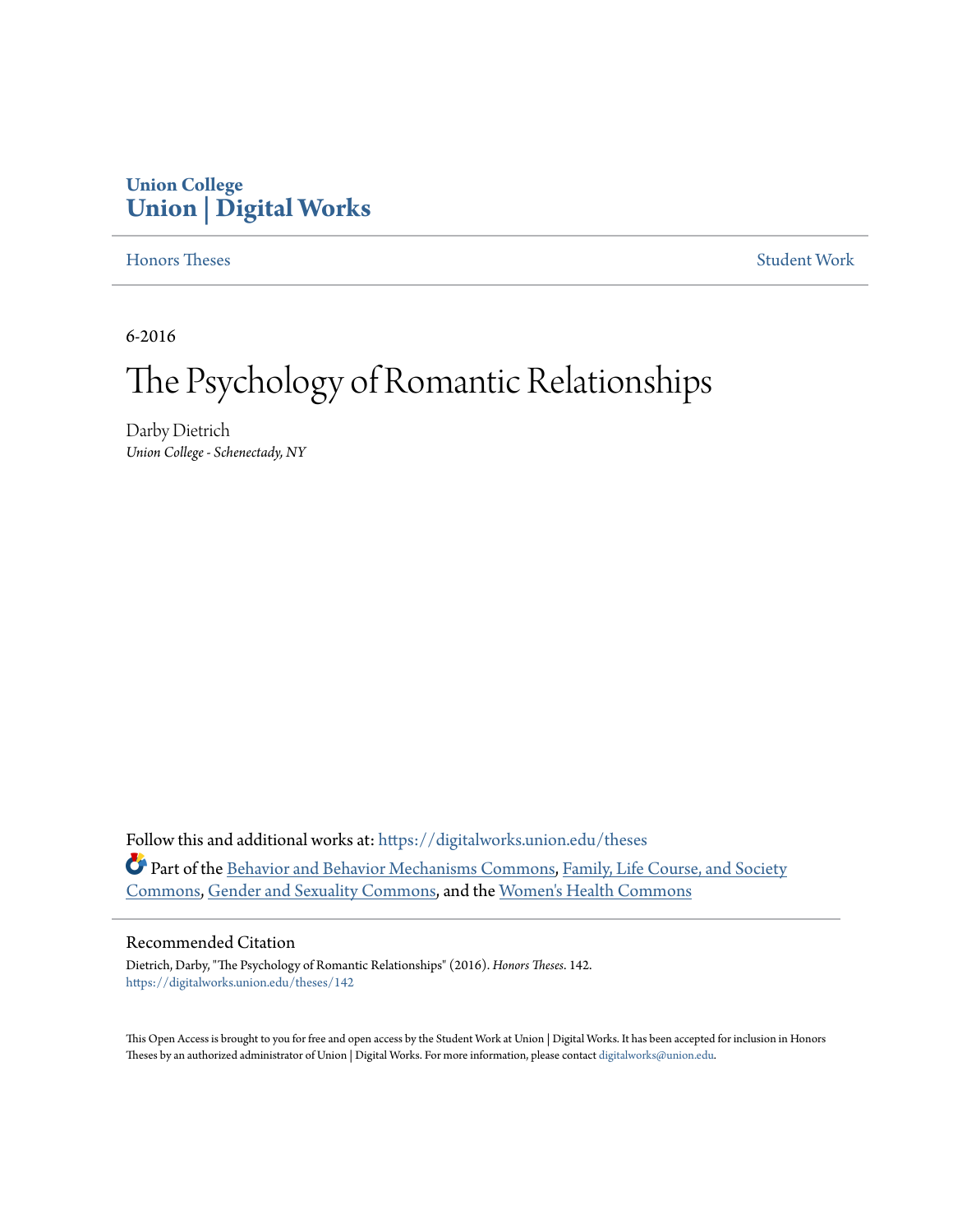Union College

# Union | Digital Works

Honors Theses

Student Work

6-2016

# The Psychology of Romantic Relationships

Darby Dietrich

*Union College - Schenectady, NY*

Follow this and additional works at: https://digitalworks.union.edu/theses

Part of the Behavior and Behavior Mechanisms Commons, Family, Life Course, and Society Commons, Gender and Sexuality Commons, and the Women's Health Commons

## Recommended Citation

Dietrich, Darby, "The Psychology of Romantic Relationships" (2016). *Honors Theses*. 142.
https://digitalworks.union.edu/theses/142

This Open Access is brought to you for free and open access by the Student Work at Union | Digital Works. It has been accepted for inclusion in Honors Theses by an authorized administrator of Union | Digital Works. For more information, please contact digitalworks@union.edu.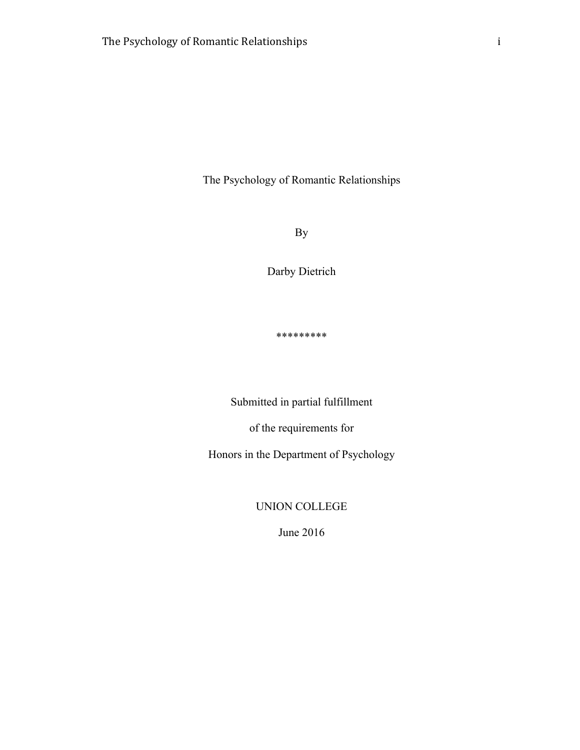The Psychology of Romantic Relationships

By

Darby Dietrich

*********

Submitted in partial fulfillment

of the requirements for

Honors in the Department of Psychology

UNION COLLEGE

June 2016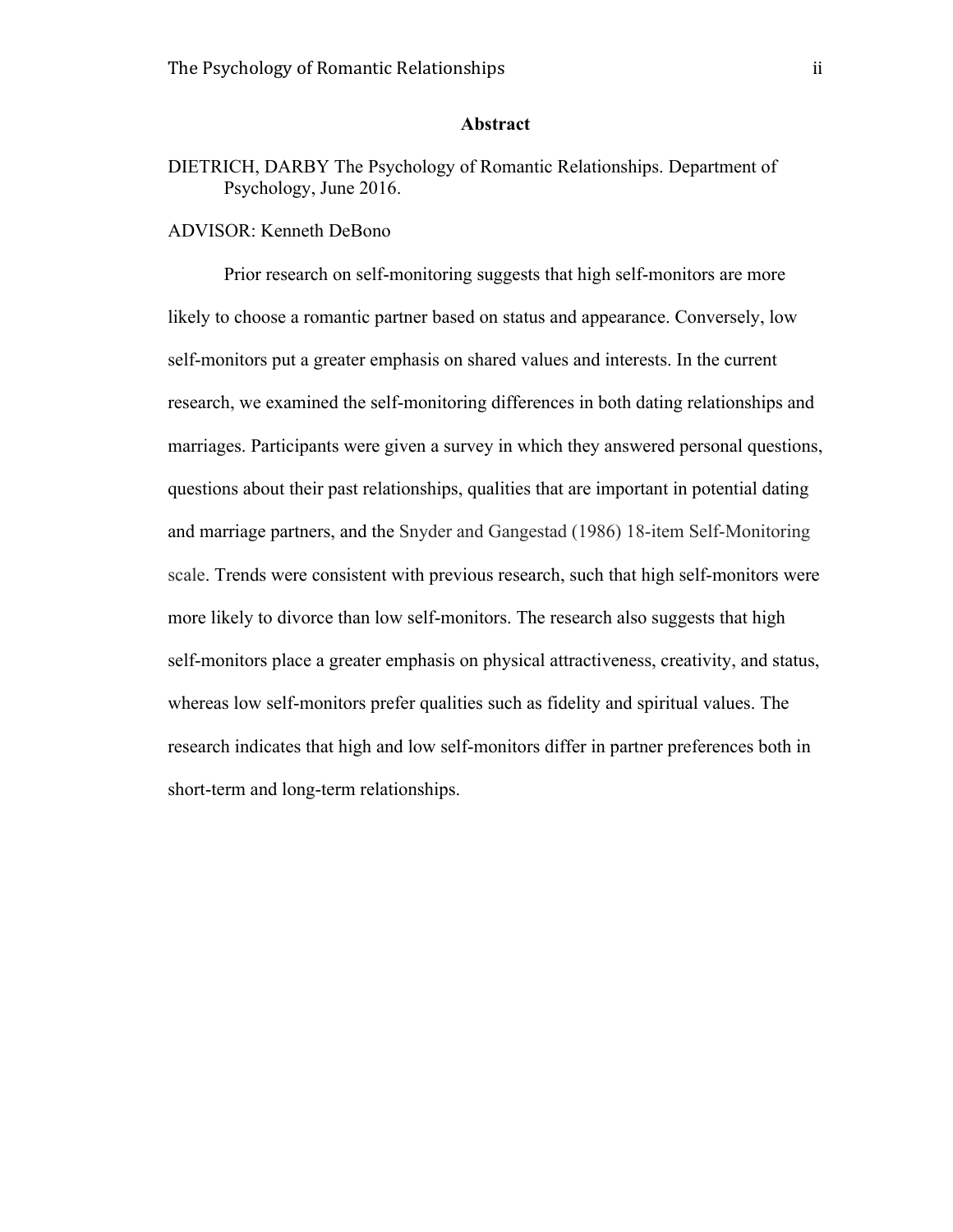## Abstract

DIETRICH, DARBY The Psychology of Romantic Relationships. Department of Psychology, June 2016.

ADVISOR: Kenneth DeBono

Prior research on self-monitoring suggests that high self-monitors are more likely to choose a romantic partner based on status and appearance. Conversely, low self-monitors put a greater emphasis on shared values and interests. In the current research, we examined the self-monitoring differences in both dating relationships and marriages. Participants were given a survey in which they answered personal questions, questions about their past relationships, qualities that are important in potential dating and marriage partners, and the Snyder and Gangestad (1986) 18-item Self-Monitoring scale. Trends were consistent with previous research, such that high self-monitors were more likely to divorce than low self-monitors. The research also suggests that high self-monitors place a greater emphasis on physical attractiveness, creativity, and status, whereas low self-monitors prefer qualities such as fidelity and spiritual values. The research indicates that high and low self-monitors differ in partner preferences both in short-term and long-term relationships.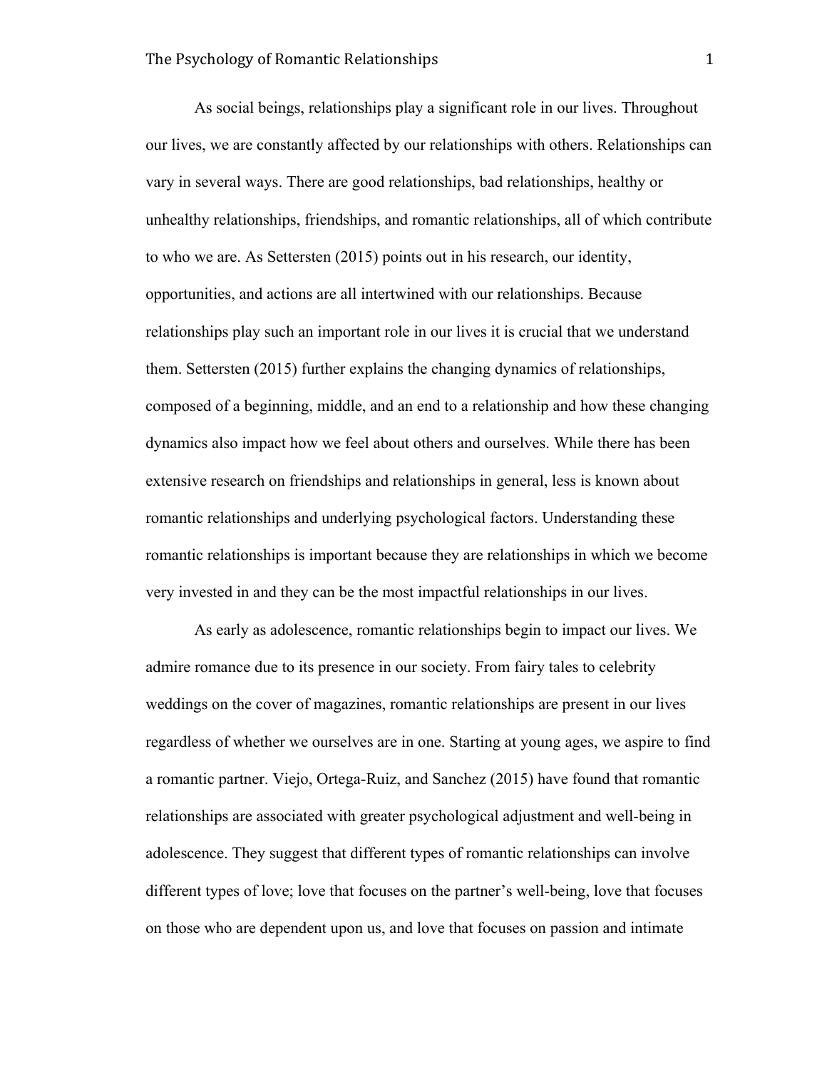As social beings, relationships play a significant role in our lives. Throughout our lives, we are constantly affected by our relationships with others. Relationships can vary in several ways. There are good relationships, bad relationships, healthy or unhealthy relationships, friendships, and romantic relationships, all of which contribute to who we are. As Settersten (2015) points out in his research, our identity, opportunities, and actions are all intertwined with our relationships. Because relationships play such an important role in our lives it is crucial that we understand them. Settersten (2015) further explains the changing dynamics of relationships, composed of a beginning, middle, and an end to a relationship and how these changing dynamics also impact how we feel about others and ourselves. While there has been extensive research on friendships and relationships in general, less is known about romantic relationships and underlying psychological factors. Understanding these romantic relationships is important because they are relationships in which we become very invested in and they can be the most impactful relationships in our lives.

As early as adolescence, romantic relationships begin to impact our lives. We admire romance due to its presence in our society. From fairy tales to celebrity weddings on the cover of magazines, romantic relationships are present in our lives regardless of whether we ourselves are in one. Starting at young ages, we aspire to find a romantic partner. Viejo, Ortega-Ruiz, and Sanchez (2015) have found that romantic relationships are associated with greater psychological adjustment and well-being in adolescence. They suggest that different types of romantic relationships can involve different types of love; love that focuses on the partner's well-being, love that focuses on those who are dependent upon us, and love that focuses on passion and intimate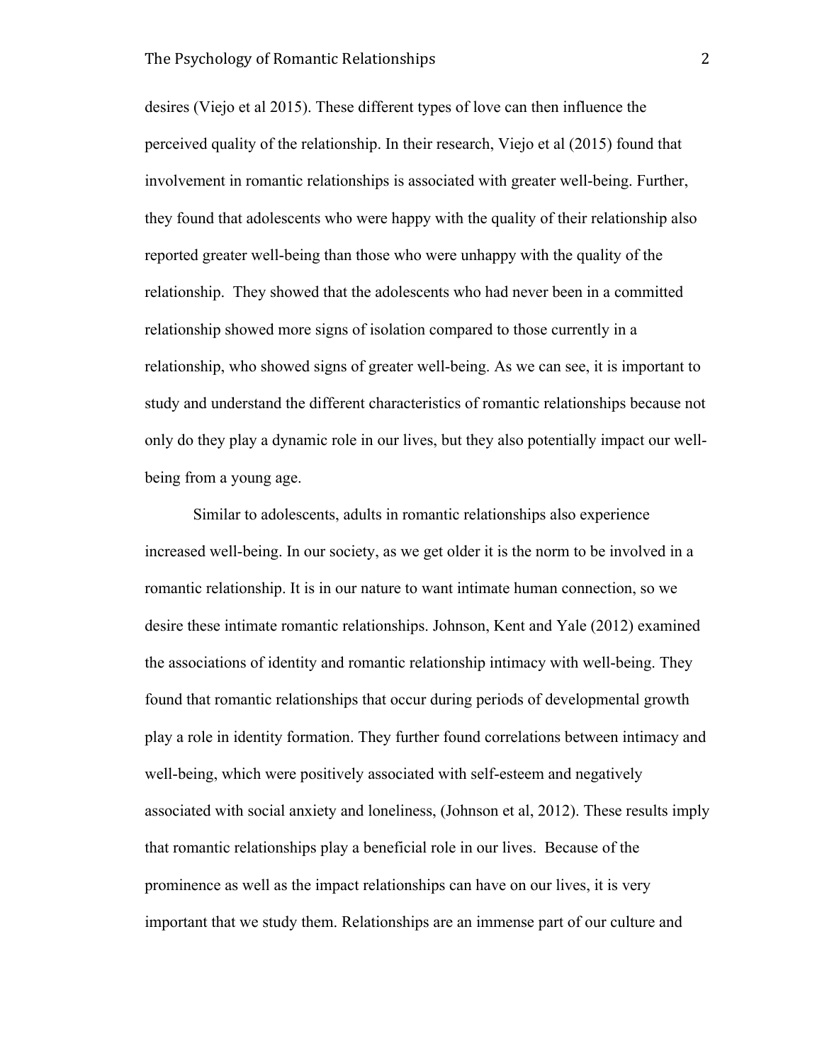desires (Viejo et al 2015). These different types of love can then influence the perceived quality of the relationship. In their research, Viejo et al (2015) found that involvement in romantic relationships is associated with greater well-being. Further, they found that adolescents who were happy with the quality of their relationship also reported greater well-being than those who were unhappy with the quality of the relationship. They showed that the adolescents who had never been in a committed relationship showed more signs of isolation compared to those currently in a relationship, who showed signs of greater well-being. As we can see, it is important to study and understand the different characteristics of romantic relationships because not only do they play a dynamic role in our lives, but they also potentially impact our well-being from a young age.

Similar to adolescents, adults in romantic relationships also experience increased well-being. In our society, as we get older it is the norm to be involved in a romantic relationship. It is in our nature to want intimate human connection, so we desire these intimate romantic relationships. Johnson, Kent and Yale (2012) examined the associations of identity and romantic relationship intimacy with well-being. They found that romantic relationships that occur during periods of developmental growth play a role in identity formation. They further found correlations between intimacy and well-being, which were positively associated with self-esteem and negatively associated with social anxiety and loneliness, (Johnson et al, 2012). These results imply that romantic relationships play a beneficial role in our lives. Because of the prominence as well as the impact relationships can have on our lives, it is very important that we study them. Relationships are an immense part of our culture and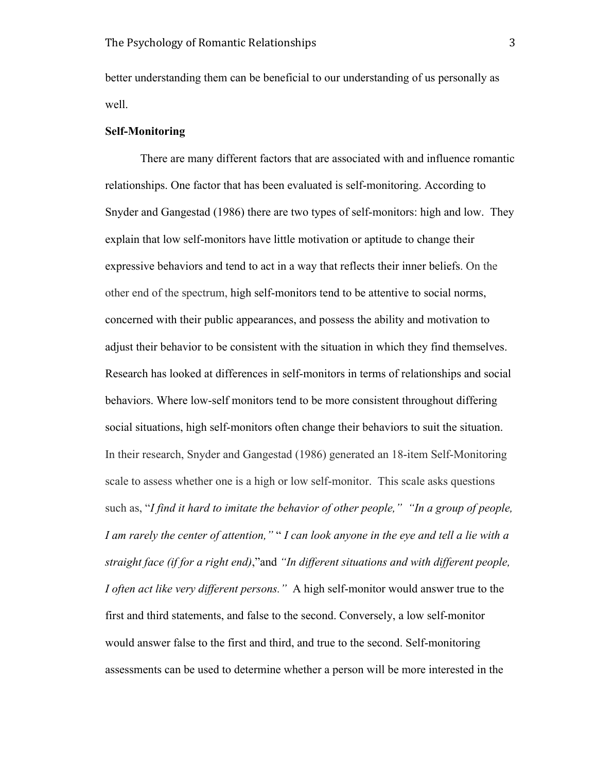better understanding them can be beneficial to our understanding of us personally as well.

**Self-Monitoring**

There are many different factors that are associated with and influence romantic relationships. One factor that has been evaluated is self-monitoring. According to Snyder and Gangestad (1986) there are two types of self-monitors: high and low. They explain that low self-monitors have little motivation or aptitude to change their expressive behaviors and tend to act in a way that reflects their inner beliefs. On the other end of the spectrum, high self-monitors tend to be attentive to social norms, concerned with their public appearances, and possess the ability and motivation to adjust their behavior to be consistent with the situation in which they find themselves. Research has looked at differences in self-monitors in terms of relationships and social behaviors. Where low-self monitors tend to be more consistent throughout differing social situations, high self-monitors often change their behaviors to suit the situation. In their research, Snyder and Gangestad (1986) generated an 18-item Self-Monitoring scale to assess whether one is a high or low self-monitor. This scale asks questions such as, "*I find it hard to imitate the behavior of other people," "In a group of people, I am rarely the center of attention,"* " *I can look anyone in the eye and tell a lie with a straight face (if for a right end)*,"and *"In different situations and with different people, I often act like very different persons."* A high self-monitor would answer true to the first and third statements, and false to the second. Conversely, a low self-monitor would answer false to the first and third, and true to the second. Self-monitoring assessments can be used to determine whether a person will be more interested in the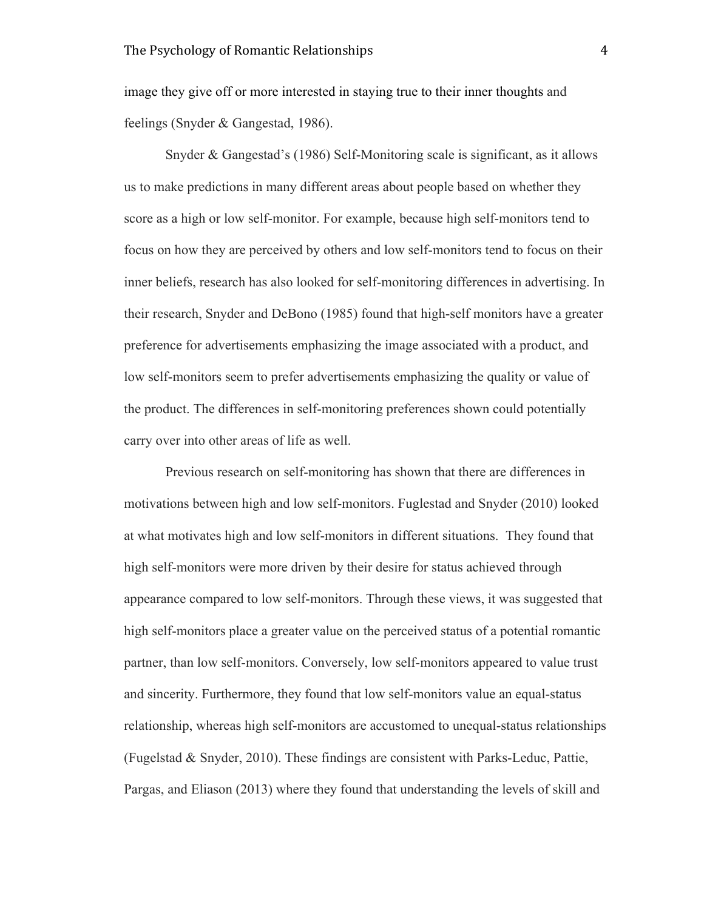image they give off or more interested in staying true to their inner thoughts and feelings (Snyder & Gangestad, 1986).

Snyder & Gangestad's (1986) Self-Monitoring scale is significant, as it allows us to make predictions in many different areas about people based on whether they score as a high or low self-monitor. For example, because high self-monitors tend to focus on how they are perceived by others and low self-monitors tend to focus on their inner beliefs, research has also looked for self-monitoring differences in advertising. In their research, Snyder and DeBono (1985) found that high-self monitors have a greater preference for advertisements emphasizing the image associated with a product, and low self-monitors seem to prefer advertisements emphasizing the quality or value of the product. The differences in self-monitoring preferences shown could potentially carry over into other areas of life as well.

Previous research on self-monitoring has shown that there are differences in motivations between high and low self-monitors. Fuglestad and Snyder (2010) looked at what motivates high and low self-monitors in different situations. They found that high self-monitors were more driven by their desire for status achieved through appearance compared to low self-monitors. Through these views, it was suggested that high self-monitors place a greater value on the perceived status of a potential romantic partner, than low self-monitors. Conversely, low self-monitors appeared to value trust and sincerity. Furthermore, they found that low self-monitors value an equal-status relationship, whereas high self-monitors are accustomed to unequal-status relationships (Fugelstad & Snyder, 2010). These findings are consistent with Parks-Leduc, Pattie, Pargas, and Eliason (2013) where they found that understanding the levels of skill and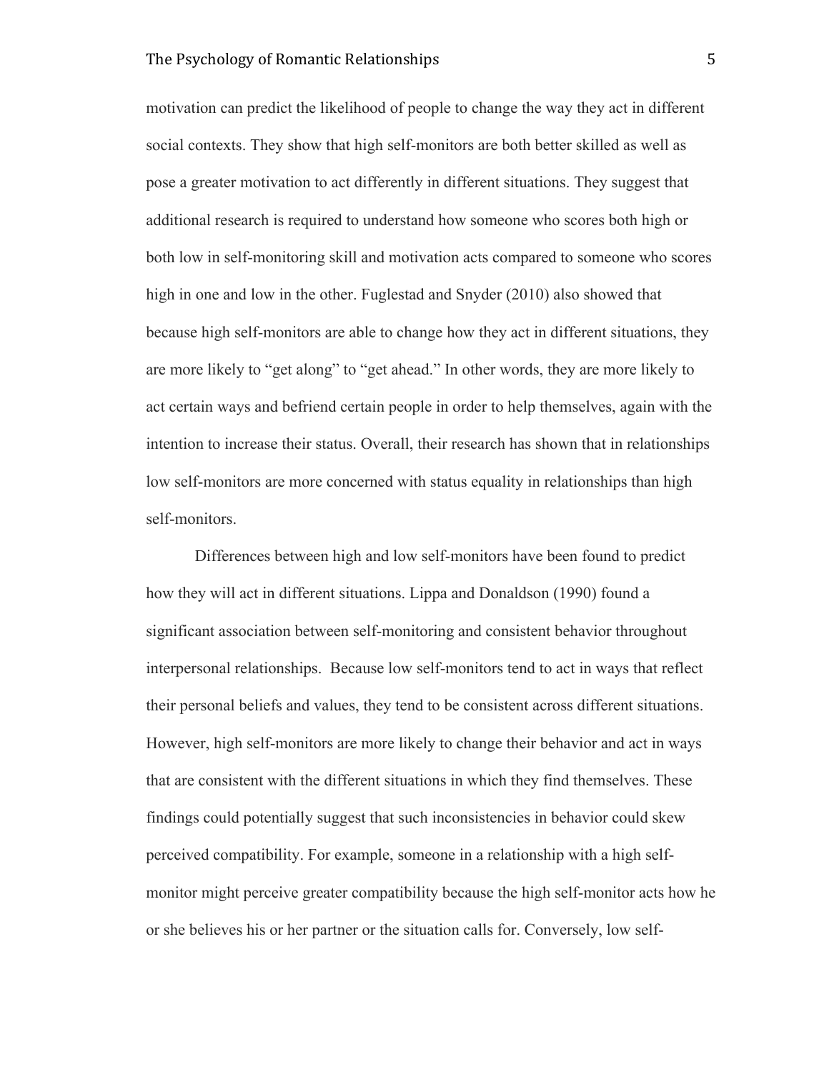motivation can predict the likelihood of people to change the way they act in different social contexts. They show that high self-monitors are both better skilled as well as pose a greater motivation to act differently in different situations. They suggest that additional research is required to understand how someone who scores both high or both low in self-monitoring skill and motivation acts compared to someone who scores high in one and low in the other. Fuglestad and Snyder (2010) also showed that because high self-monitors are able to change how they act in different situations, they are more likely to "get along" to "get ahead." In other words, they are more likely to act certain ways and befriend certain people in order to help themselves, again with the intention to increase their status. Overall, their research has shown that in relationships low self-monitors are more concerned with status equality in relationships than high self-monitors.

Differences between high and low self-monitors have been found to predict how they will act in different situations. Lippa and Donaldson (1990) found a significant association between self-monitoring and consistent behavior throughout interpersonal relationships. Because low self-monitors tend to act in ways that reflect their personal beliefs and values, they tend to be consistent across different situations. However, high self-monitors are more likely to change their behavior and act in ways that are consistent with the different situations in which they find themselves. These findings could potentially suggest that such inconsistencies in behavior could skew perceived compatibility. For example, someone in a relationship with a high self-monitor might perceive greater compatibility because the high self-monitor acts how he or she believes his or her partner or the situation calls for. Conversely, low self-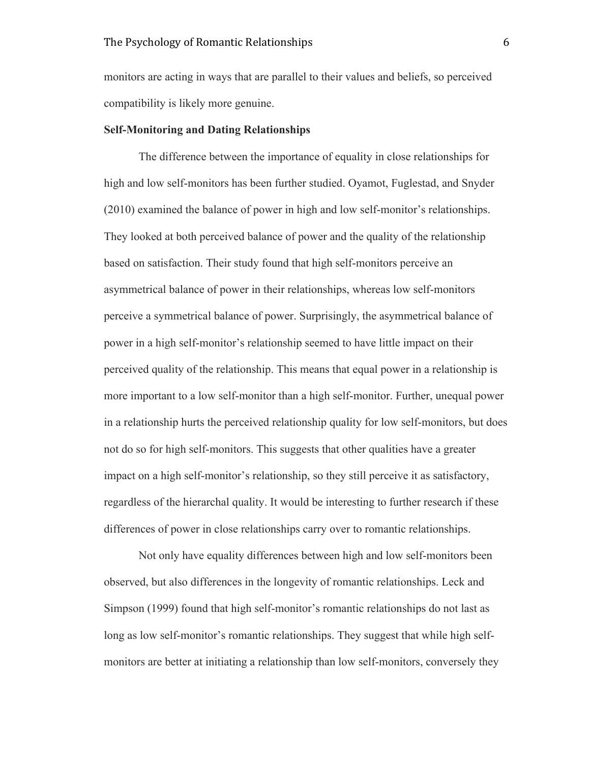monitors are acting in ways that are parallel to their values and beliefs, so perceived compatibility is likely more genuine.

**Self-Monitoring and Dating Relationships**

The difference between the importance of equality in close relationships for high and low self-monitors has been further studied. Oyamot, Fuglestad, and Snyder (2010) examined the balance of power in high and low self-monitor's relationships. They looked at both perceived balance of power and the quality of the relationship based on satisfaction. Their study found that high self-monitors perceive an asymmetrical balance of power in their relationships, whereas low self-monitors perceive a symmetrical balance of power. Surprisingly, the asymmetrical balance of power in a high self-monitor's relationship seemed to have little impact on their perceived quality of the relationship. This means that equal power in a relationship is more important to a low self-monitor than a high self-monitor. Further, unequal power in a relationship hurts the perceived relationship quality for low self-monitors, but does not do so for high self-monitors. This suggests that other qualities have a greater impact on a high self-monitor's relationship, so they still perceive it as satisfactory, regardless of the hierarchal quality. It would be interesting to further research if these differences of power in close relationships carry over to romantic relationships.

Not only have equality differences between high and low self-monitors been observed, but also differences in the longevity of romantic relationships. Leck and Simpson (1999) found that high self-monitor's romantic relationships do not last as long as low self-monitor's romantic relationships. They suggest that while high self-monitors are better at initiating a relationship than low self-monitors, conversely they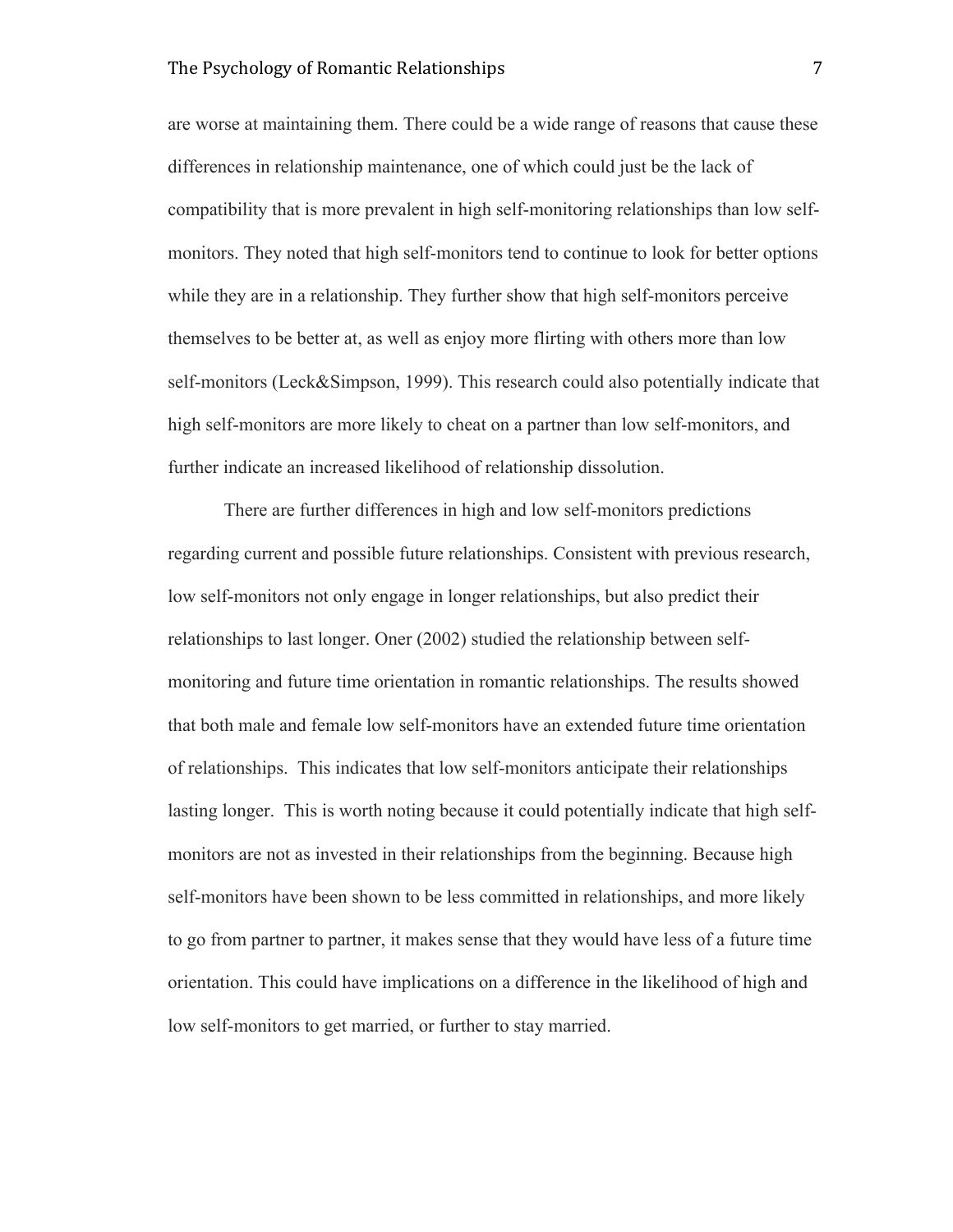are worse at maintaining them. There could be a wide range of reasons that cause these differences in relationship maintenance, one of which could just be the lack of compatibility that is more prevalent in high self-monitoring relationships than low self-monitors. They noted that high self-monitors tend to continue to look for better options while they are in a relationship. They further show that high self-monitors perceive themselves to be better at, as well as enjoy more flirting with others more than low self-monitors (Leck&Simpson, 1999). This research could also potentially indicate that high self-monitors are more likely to cheat on a partner than low self-monitors, and further indicate an increased likelihood of relationship dissolution.

There are further differences in high and low self-monitors predictions regarding current and possible future relationships. Consistent with previous research, low self-monitors not only engage in longer relationships, but also predict their relationships to last longer. Oner (2002) studied the relationship between self-monitoring and future time orientation in romantic relationships. The results showed that both male and female low self-monitors have an extended future time orientation of relationships. This indicates that low self-monitors anticipate their relationships lasting longer. This is worth noting because it could potentially indicate that high self-monitors are not as invested in their relationships from the beginning. Because high self-monitors have been shown to be less committed in relationships, and more likely to go from partner to partner, it makes sense that they would have less of a future time orientation. This could have implications on a difference in the likelihood of high and low self-monitors to get married, or further to stay married.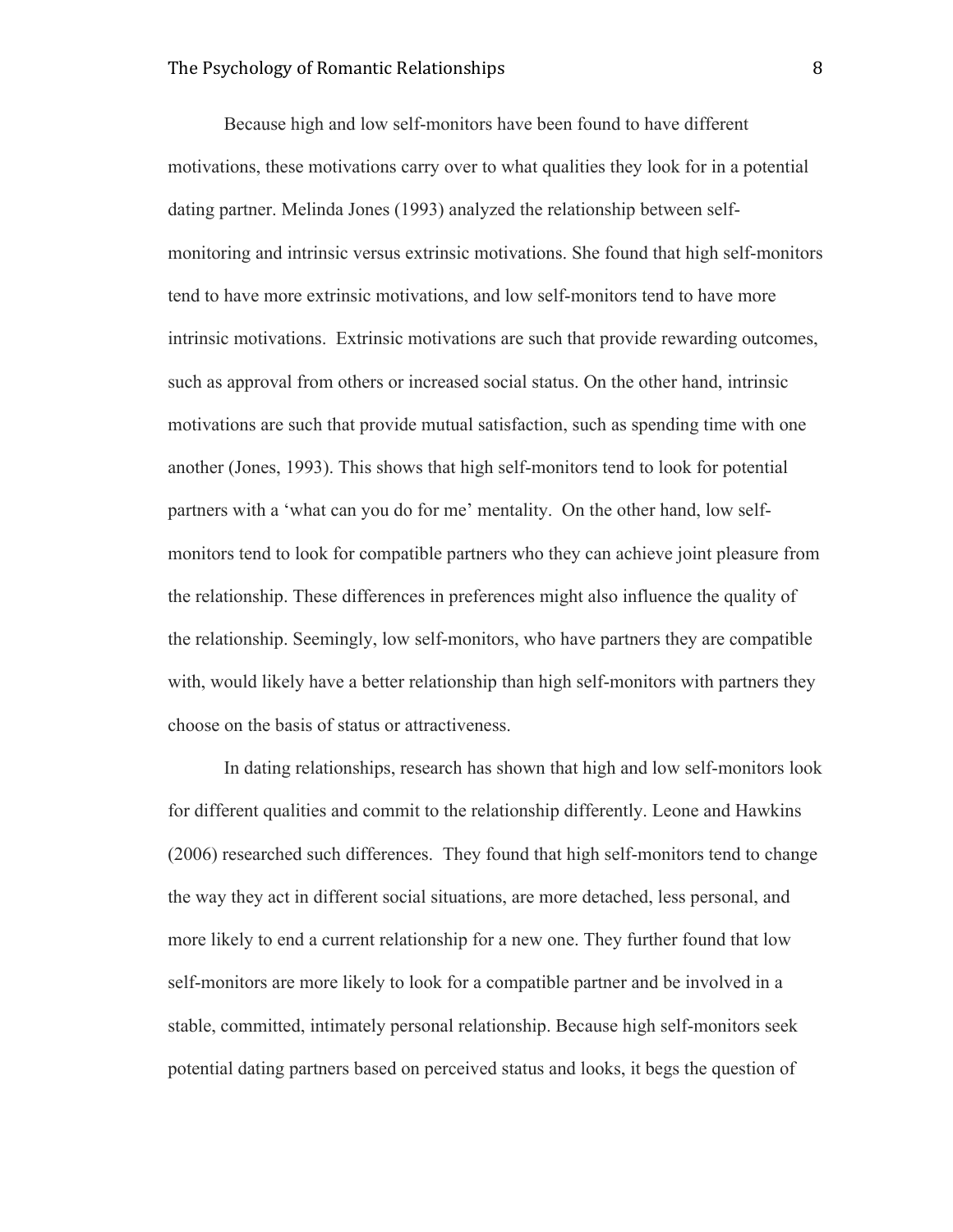Because high and low self-monitors have been found to have different motivations, these motivations carry over to what qualities they look for in a potential dating partner. Melinda Jones (1993) analyzed the relationship between self-monitoring and intrinsic versus extrinsic motivations. She found that high self-monitors tend to have more extrinsic motivations, and low self-monitors tend to have more intrinsic motivations. Extrinsic motivations are such that provide rewarding outcomes, such as approval from others or increased social status. On the other hand, intrinsic motivations are such that provide mutual satisfaction, such as spending time with one another (Jones, 1993). This shows that high self-monitors tend to look for potential partners with a 'what can you do for me' mentality. On the other hand, low self-monitors tend to look for compatible partners who they can achieve joint pleasure from the relationship. These differences in preferences might also influence the quality of the relationship. Seemingly, low self-monitors, who have partners they are compatible with, would likely have a better relationship than high self-monitors with partners they choose on the basis of status or attractiveness.

In dating relationships, research has shown that high and low self-monitors look for different qualities and commit to the relationship differently. Leone and Hawkins (2006) researched such differences. They found that high self-monitors tend to change the way they act in different social situations, are more detached, less personal, and more likely to end a current relationship for a new one. They further found that low self-monitors are more likely to look for a compatible partner and be involved in a stable, committed, intimately personal relationship. Because high self-monitors seek potential dating partners based on perceived status and looks, it begs the question of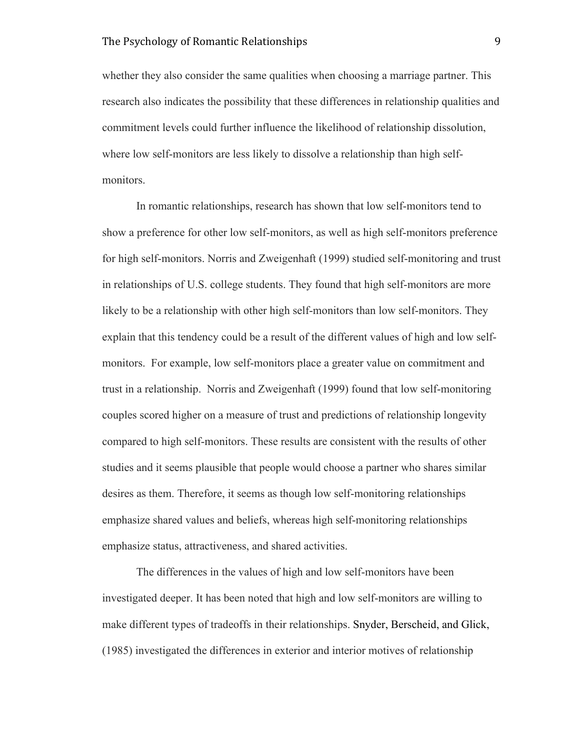whether they also consider the same qualities when choosing a marriage partner. This research also indicates the possibility that these differences in relationship qualities and commitment levels could further influence the likelihood of relationship dissolution, where low self-monitors are less likely to dissolve a relationship than high self-monitors.

In romantic relationships, research has shown that low self-monitors tend to show a preference for other low self-monitors, as well as high self-monitors preference for high self-monitors. Norris and Zweigenhaft (1999) studied self-monitoring and trust in relationships of U.S. college students. They found that high self-monitors are more likely to be a relationship with other high self-monitors than low self-monitors. They explain that this tendency could be a result of the different values of high and low self-monitors. For example, low self-monitors place a greater value on commitment and trust in a relationship. Norris and Zweigenhaft (1999) found that low self-monitoring couples scored higher on a measure of trust and predictions of relationship longevity compared to high self-monitors. These results are consistent with the results of other studies and it seems plausible that people would choose a partner who shares similar desires as them. Therefore, it seems as though low self-monitoring relationships emphasize shared values and beliefs, whereas high self-monitoring relationships emphasize status, attractiveness, and shared activities.

The differences in the values of high and low self-monitors have been investigated deeper. It has been noted that high and low self-monitors are willing to make different types of tradeoffs in their relationships. Snyder, Berscheid, and Glick, (1985) investigated the differences in exterior and interior motives of relationship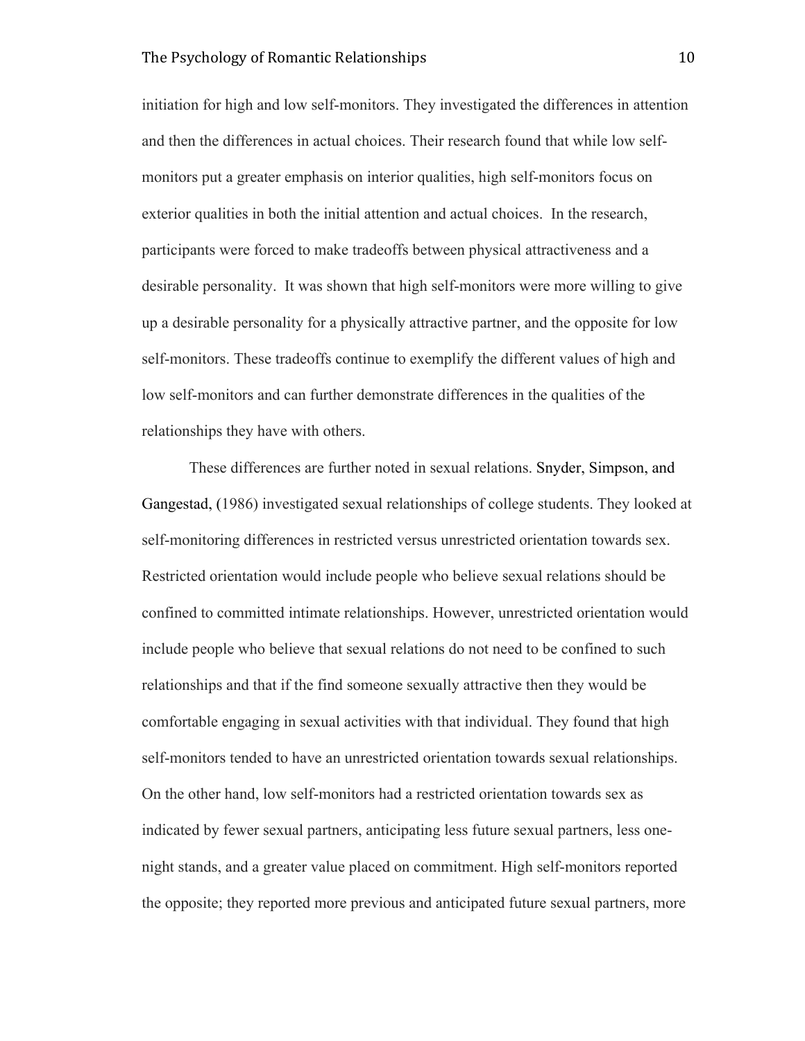initiation for high and low self-monitors. They investigated the differences in attention and then the differences in actual choices. Their research found that while low self-monitors put a greater emphasis on interior qualities, high self-monitors focus on exterior qualities in both the initial attention and actual choices. In the research, participants were forced to make tradeoffs between physical attractiveness and a desirable personality. It was shown that high self-monitors were more willing to give up a desirable personality for a physically attractive partner, and the opposite for low self-monitors. These tradeoffs continue to exemplify the different values of high and low self-monitors and can further demonstrate differences in the qualities of the relationships they have with others.

These differences are further noted in sexual relations. Snyder, Simpson, and Gangestad, (1986) investigated sexual relationships of college students. They looked at self-monitoring differences in restricted versus unrestricted orientation towards sex. Restricted orientation would include people who believe sexual relations should be confined to committed intimate relationships. However, unrestricted orientation would include people who believe that sexual relations do not need to be confined to such relationships and that if the find someone sexually attractive then they would be comfortable engaging in sexual activities with that individual. They found that high self-monitors tended to have an unrestricted orientation towards sexual relationships. On the other hand, low self-monitors had a restricted orientation towards sex as indicated by fewer sexual partners, anticipating less future sexual partners, less one-night stands, and a greater value placed on commitment. High self-monitors reported the opposite; they reported more previous and anticipated future sexual partners, more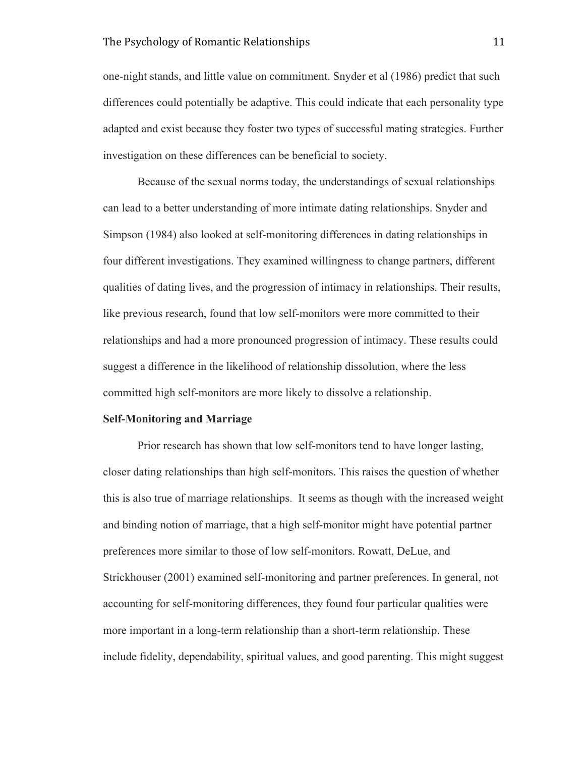one-night stands, and little value on commitment. Snyder et al (1986) predict that such differences could potentially be adaptive. This could indicate that each personality type adapted and exist because they foster two types of successful mating strategies. Further investigation on these differences can be beneficial to society.

Because of the sexual norms today, the understandings of sexual relationships can lead to a better understanding of more intimate dating relationships. Snyder and Simpson (1984) also looked at self-monitoring differences in dating relationships in four different investigations. They examined willingness to change partners, different qualities of dating lives, and the progression of intimacy in relationships. Their results, like previous research, found that low self-monitors were more committed to their relationships and had a more pronounced progression of intimacy. These results could suggest a difference in the likelihood of relationship dissolution, where the less committed high self-monitors are more likely to dissolve a relationship.

**Self-Monitoring and Marriage**

Prior research has shown that low self-monitors tend to have longer lasting, closer dating relationships than high self-monitors. This raises the question of whether this is also true of marriage relationships. It seems as though with the increased weight and binding notion of marriage, that a high self-monitor might have potential partner preferences more similar to those of low self-monitors. Rowatt, DeLue, and Strickhouser (2001) examined self-monitoring and partner preferences. In general, not accounting for self-monitoring differences, they found four particular qualities were more important in a long-term relationship than a short-term relationship. These include fidelity, dependability, spiritual values, and good parenting. This might suggest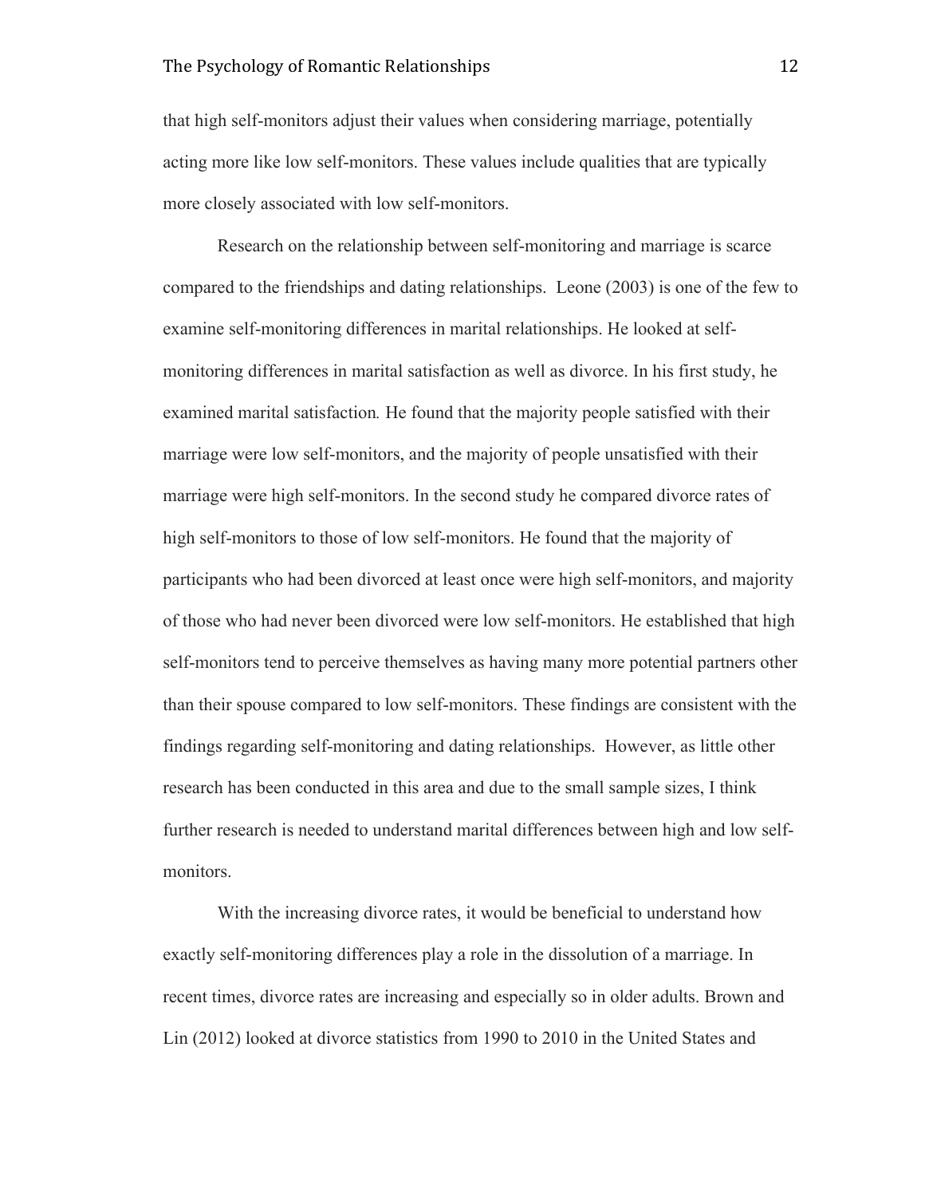that high self-monitors adjust their values when considering marriage, potentially acting more like low self-monitors. These values include qualities that are typically more closely associated with low self-monitors.

Research on the relationship between self-monitoring and marriage is scarce compared to the friendships and dating relationships. Leone (2003) is one of the few to examine self-monitoring differences in marital relationships. He looked at self-monitoring differences in marital satisfaction as well as divorce. In his first study, he examined marital satisfaction. He found that the majority people satisfied with their marriage were low self-monitors, and the majority of people unsatisfied with their marriage were high self-monitors. In the second study he compared divorce rates of high self-monitors to those of low self-monitors. He found that the majority of participants who had been divorced at least once were high self-monitors, and majority of those who had never been divorced were low self-monitors. He established that high self-monitors tend to perceive themselves as having many more potential partners other than their spouse compared to low self-monitors. These findings are consistent with the findings regarding self-monitoring and dating relationships. However, as little other research has been conducted in this area and due to the small sample sizes, I think further research is needed to understand marital differences between high and low self-monitors.

With the increasing divorce rates, it would be beneficial to understand how exactly self-monitoring differences play a role in the dissolution of a marriage. In recent times, divorce rates are increasing and especially so in older adults. Brown and Lin (2012) looked at divorce statistics from 1990 to 2010 in the United States and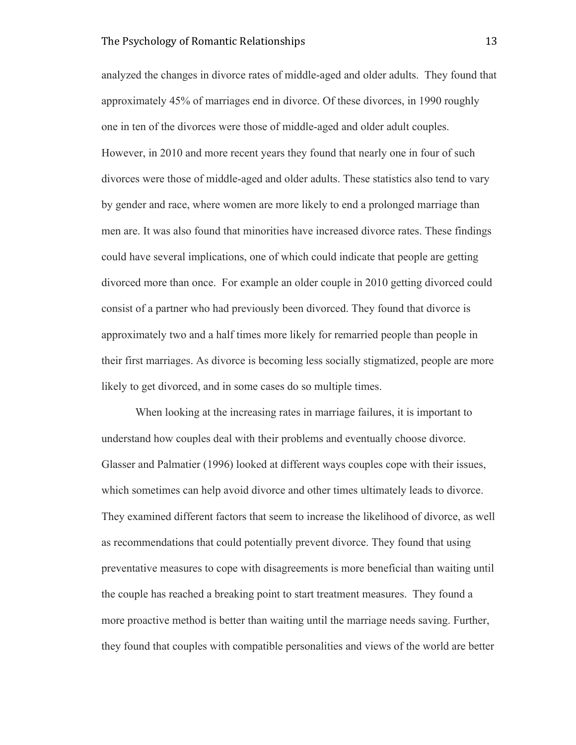analyzed the changes in divorce rates of middle-aged and older adults. They found that approximately 45% of marriages end in divorce. Of these divorces, in 1990 roughly one in ten of the divorces were those of middle-aged and older adult couples. However, in 2010 and more recent years they found that nearly one in four of such divorces were those of middle-aged and older adults. These statistics also tend to vary by gender and race, where women are more likely to end a prolonged marriage than men are. It was also found that minorities have increased divorce rates. These findings could have several implications, one of which could indicate that people are getting divorced more than once. For example an older couple in 2010 getting divorced could consist of a partner who had previously been divorced. They found that divorce is approximately two and a half times more likely for remarried people than people in their first marriages. As divorce is becoming less socially stigmatized, people are more likely to get divorced, and in some cases do so multiple times.

When looking at the increasing rates in marriage failures, it is important to understand how couples deal with their problems and eventually choose divorce. Glasser and Palmatier (1996) looked at different ways couples cope with their issues, which sometimes can help avoid divorce and other times ultimately leads to divorce. They examined different factors that seem to increase the likelihood of divorce, as well as recommendations that could potentially prevent divorce. They found that using preventative measures to cope with disagreements is more beneficial than waiting until the couple has reached a breaking point to start treatment measures. They found a more proactive method is better than waiting until the marriage needs saving. Further, they found that couples with compatible personalities and views of the world are better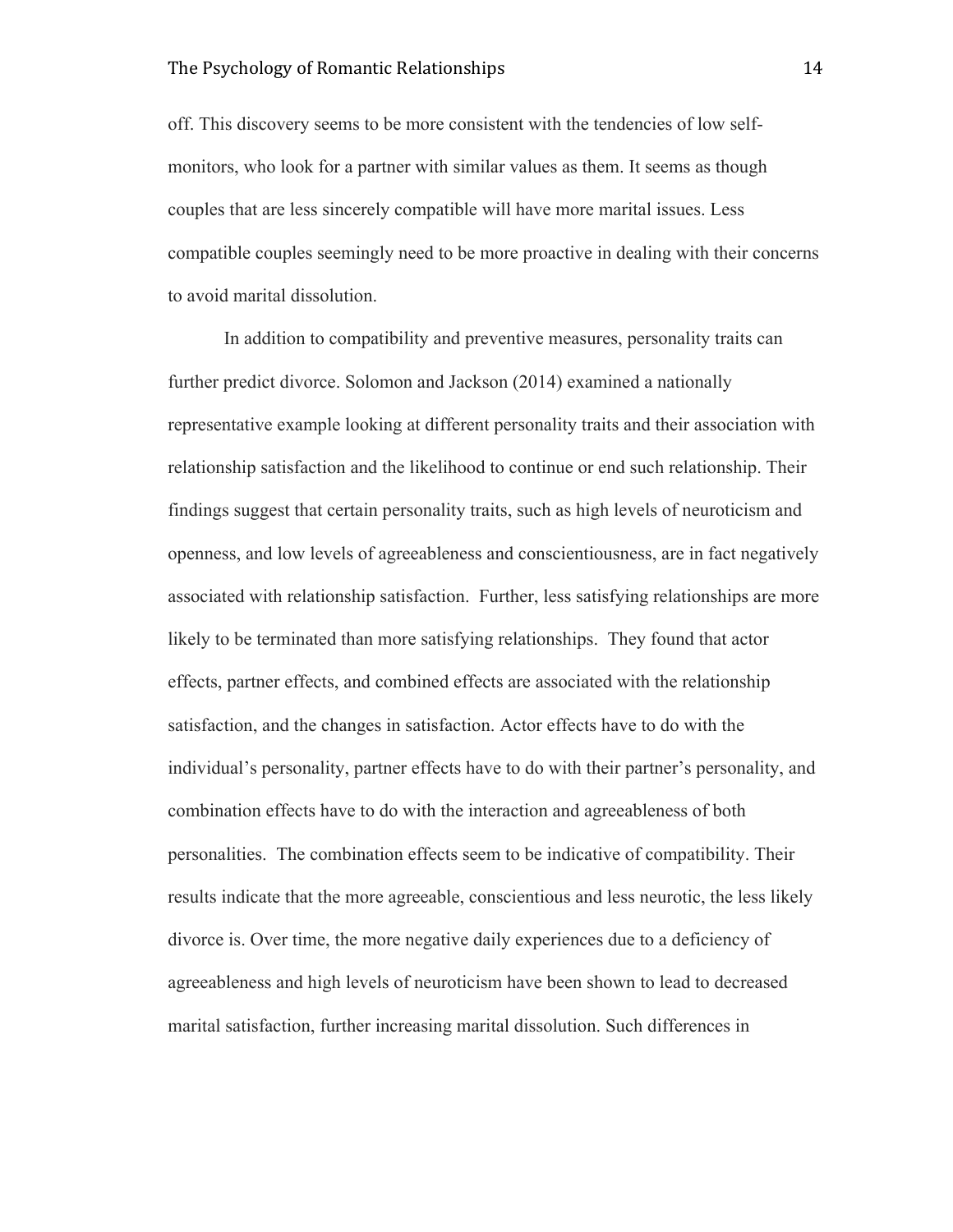off. This discovery seems to be more consistent with the tendencies of low self-monitors, who look for a partner with similar values as them. It seems as though couples that are less sincerely compatible will have more marital issues. Less compatible couples seemingly need to be more proactive in dealing with their concerns to avoid marital dissolution.

In addition to compatibility and preventive measures, personality traits can further predict divorce. Solomon and Jackson (2014) examined a nationally representative example looking at different personality traits and their association with relationship satisfaction and the likelihood to continue or end such relationship. Their findings suggest that certain personality traits, such as high levels of neuroticism and openness, and low levels of agreeableness and conscientiousness, are in fact negatively associated with relationship satisfaction. Further, less satisfying relationships are more likely to be terminated than more satisfying relationships. They found that actor effects, partner effects, and combined effects are associated with the relationship satisfaction, and the changes in satisfaction. Actor effects have to do with the individual's personality, partner effects have to do with their partner's personality, and combination effects have to do with the interaction and agreeableness of both personalities. The combination effects seem to be indicative of compatibility. Their results indicate that the more agreeable, conscientious and less neurotic, the less likely divorce is. Over time, the more negative daily experiences due to a deficiency of agreeableness and high levels of neuroticism have been shown to lead to decreased marital satisfaction, further increasing marital dissolution. Such differences in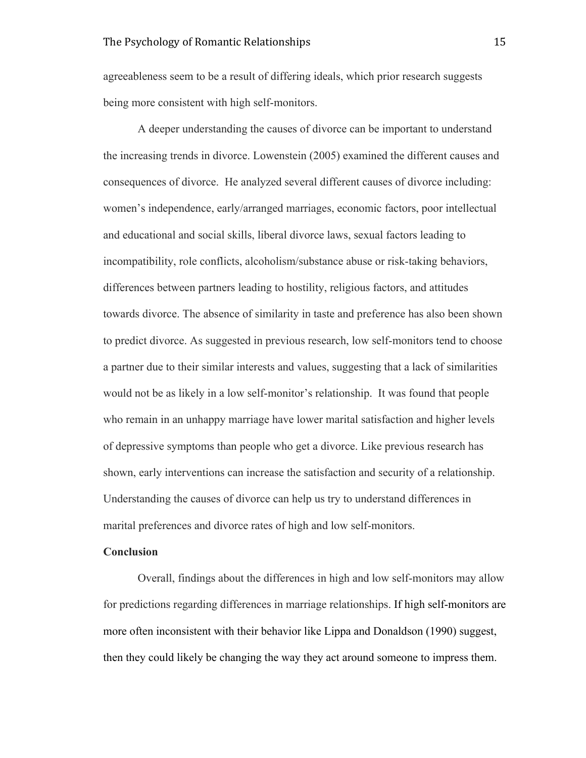agreeableness seem to be a result of differing ideals, which prior research suggests being more consistent with high self-monitors.

A deeper understanding the causes of divorce can be important to understand the increasing trends in divorce. Lowenstein (2005) examined the different causes and consequences of divorce. He analyzed several different causes of divorce including: women's independence, early/arranged marriages, economic factors, poor intellectual and educational and social skills, liberal divorce laws, sexual factors leading to incompatibility, role conflicts, alcoholism/substance abuse or risk-taking behaviors, differences between partners leading to hostility, religious factors, and attitudes towards divorce. The absence of similarity in taste and preference has also been shown to predict divorce. As suggested in previous research, low self-monitors tend to choose a partner due to their similar interests and values, suggesting that a lack of similarities would not be as likely in a low self-monitor's relationship. It was found that people who remain in an unhappy marriage have lower marital satisfaction and higher levels of depressive symptoms than people who get a divorce. Like previous research has shown, early interventions can increase the satisfaction and security of a relationship. Understanding the causes of divorce can help us try to understand differences in marital preferences and divorce rates of high and low self-monitors.

**Conclusion**

Overall, findings about the differences in high and low self-monitors may allow for predictions regarding differences in marriage relationships. If high self-monitors are more often inconsistent with their behavior like Lippa and Donaldson (1990) suggest, then they could likely be changing the way they act around someone to impress them.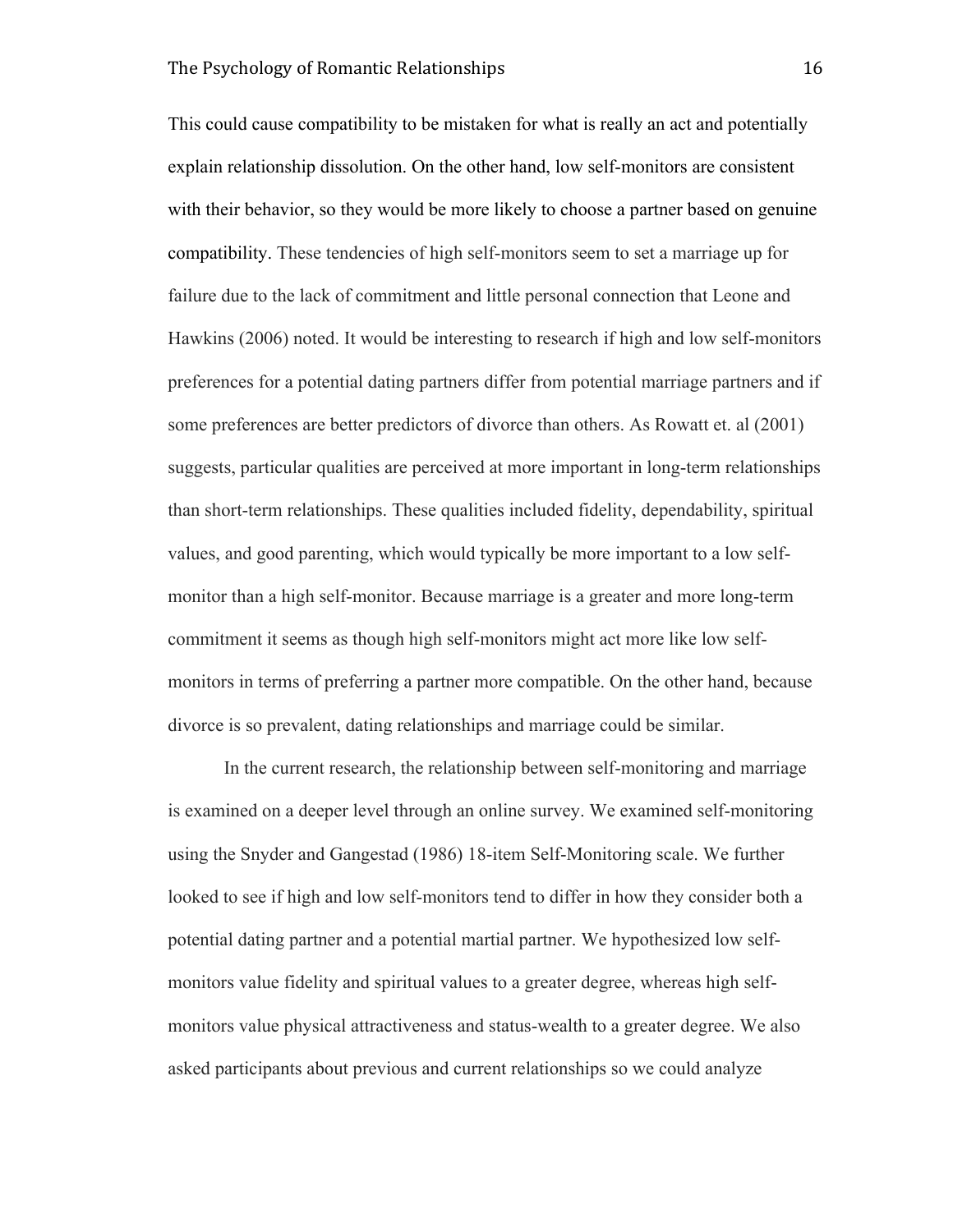This could cause compatibility to be mistaken for what is really an act and potentially explain relationship dissolution. On the other hand, low self-monitors are consistent with their behavior, so they would be more likely to choose a partner based on genuine compatibility. These tendencies of high self-monitors seem to set a marriage up for failure due to the lack of commitment and little personal connection that Leone and Hawkins (2006) noted. It would be interesting to research if high and low self-monitors preferences for a potential dating partners differ from potential marriage partners and if some preferences are better predictors of divorce than others. As Rowatt et. al (2001) suggests, particular qualities are perceived at more important in long-term relationships than short-term relationships. These qualities included fidelity, dependability, spiritual values, and good parenting, which would typically be more important to a low self-monitor than a high self-monitor. Because marriage is a greater and more long-term commitment it seems as though high self-monitors might act more like low self-monitors in terms of preferring a partner more compatible. On the other hand, because divorce is so prevalent, dating relationships and marriage could be similar.

In the current research, the relationship between self-monitoring and marriage is examined on a deeper level through an online survey. We examined self-monitoring using the Snyder and Gangestad (1986) 18-item Self-Monitoring scale. We further looked to see if high and low self-monitors tend to differ in how they consider both a potential dating partner and a potential martial partner. We hypothesized low self-monitors value fidelity and spiritual values to a greater degree, whereas high self-monitors value physical attractiveness and status-wealth to a greater degree. We also asked participants about previous and current relationships so we could analyze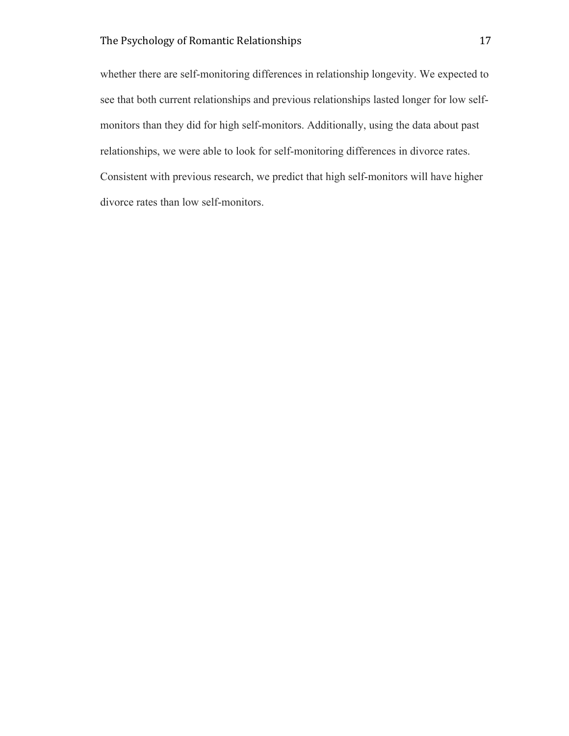whether there are self-monitoring differences in relationship longevity. We expected to see that both current relationships and previous relationships lasted longer for low self-monitors than they did for high self-monitors. Additionally, using the data about past relationships, we were able to look for self-monitoring differences in divorce rates. Consistent with previous research, we predict that high self-monitors will have higher divorce rates than low self-monitors.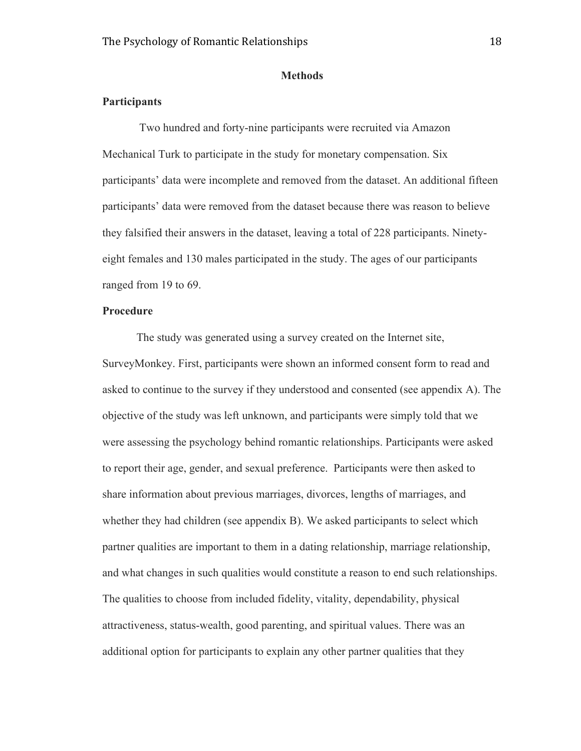# Methods

## Participants

Two hundred and forty-nine participants were recruited via Amazon Mechanical Turk to participate in the study for monetary compensation. Six participants' data were incomplete and removed from the dataset. An additional fifteen participants' data were removed from the dataset because there was reason to believe they falsified their answers in the dataset, leaving a total of 228 participants. Ninety-eight females and 130 males participated in the study. The ages of our participants ranged from 19 to 69.

## Procedure

The study was generated using a survey created on the Internet site, SurveyMonkey. First, participants were shown an informed consent form to read and asked to continue to the survey if they understood and consented (see appendix A). The objective of the study was left unknown, and participants were simply told that we were assessing the psychology behind romantic relationships. Participants were asked to report their age, gender, and sexual preference. Participants were then asked to share information about previous marriages, divorces, lengths of marriages, and whether they had children (see appendix B). We asked participants to select which partner qualities are important to them in a dating relationship, marriage relationship, and what changes in such qualities would constitute a reason to end such relationships. The qualities to choose from included fidelity, vitality, dependability, physical attractiveness, status-wealth, good parenting, and spiritual values. There was an additional option for participants to explain any other partner qualities that they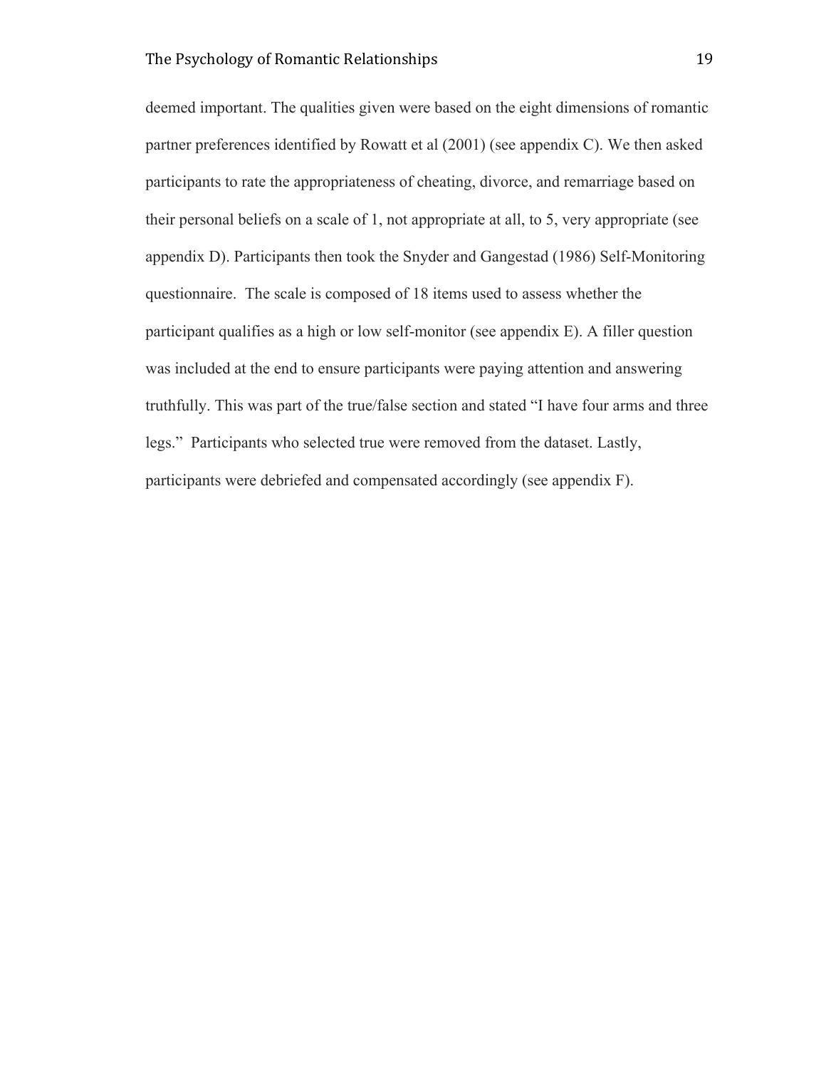deemed important. The qualities given were based on the eight dimensions of romantic partner preferences identified by Rowatt et al (2001) (see appendix C). We then asked participants to rate the appropriateness of cheating, divorce, and remarriage based on their personal beliefs on a scale of 1, not appropriate at all, to 5, very appropriate (see appendix D). Participants then took the Snyder and Gangestad (1986) Self-Monitoring questionnaire. The scale is composed of 18 items used to assess whether the participant qualifies as a high or low self-monitor (see appendix E). A filler question was included at the end to ensure participants were paying attention and answering truthfully. This was part of the true/false section and stated "I have four arms and three legs." Participants who selected true were removed from the dataset. Lastly, participants were debriefed and compensated accordingly (see appendix F).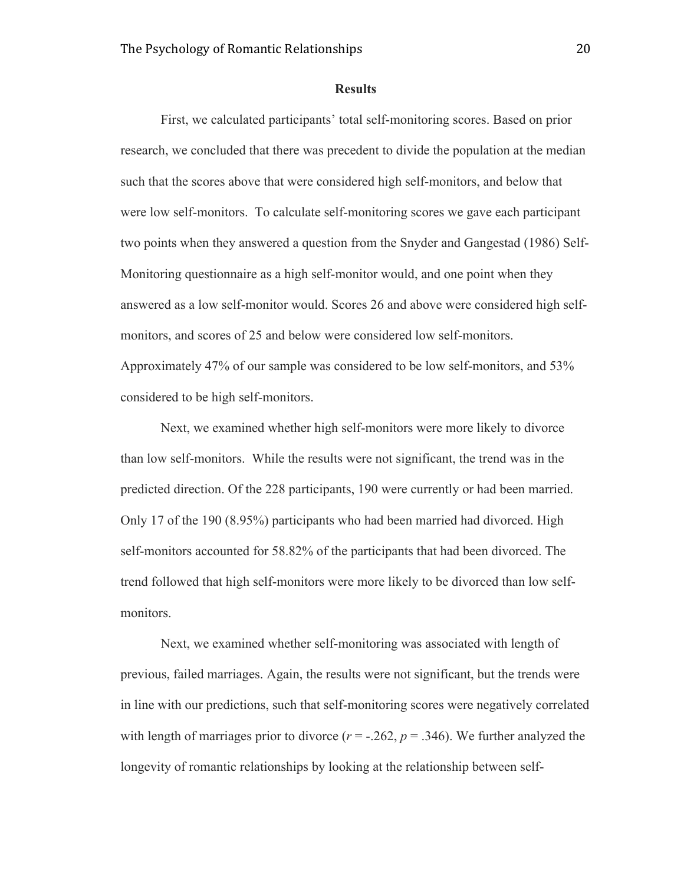## Results

First, we calculated participants' total self-monitoring scores. Based on prior research, we concluded that there was precedent to divide the population at the median such that the scores above that were considered high self-monitors, and below that were low self-monitors. To calculate self-monitoring scores we gave each participant two points when they answered a question from the Snyder and Gangestad (1986) Self-Monitoring questionnaire as a high self-monitor would, and one point when they answered as a low self-monitor would. Scores 26 and above were considered high self-monitors, and scores of 25 and below were considered low self-monitors. Approximately 47% of our sample was considered to be low self-monitors, and 53% considered to be high self-monitors.

Next, we examined whether high self-monitors were more likely to divorce than low self-monitors. While the results were not significant, the trend was in the predicted direction. Of the 228 participants, 190 were currently or had been married. Only 17 of the 190 (8.95%) participants who had been married had divorced. High self-monitors accounted for 58.82% of the participants that had been divorced. The trend followed that high self-monitors were more likely to be divorced than low self-monitors.

Next, we examined whether self-monitoring was associated with length of previous, failed marriages. Again, the results were not significant, but the trends were in line with our predictions, such that self-monitoring scores were negatively correlated with length of marriages prior to divorce ($r = -.262$, $p = .346$). We further analyzed the longevity of romantic relationships by looking at the relationship between self-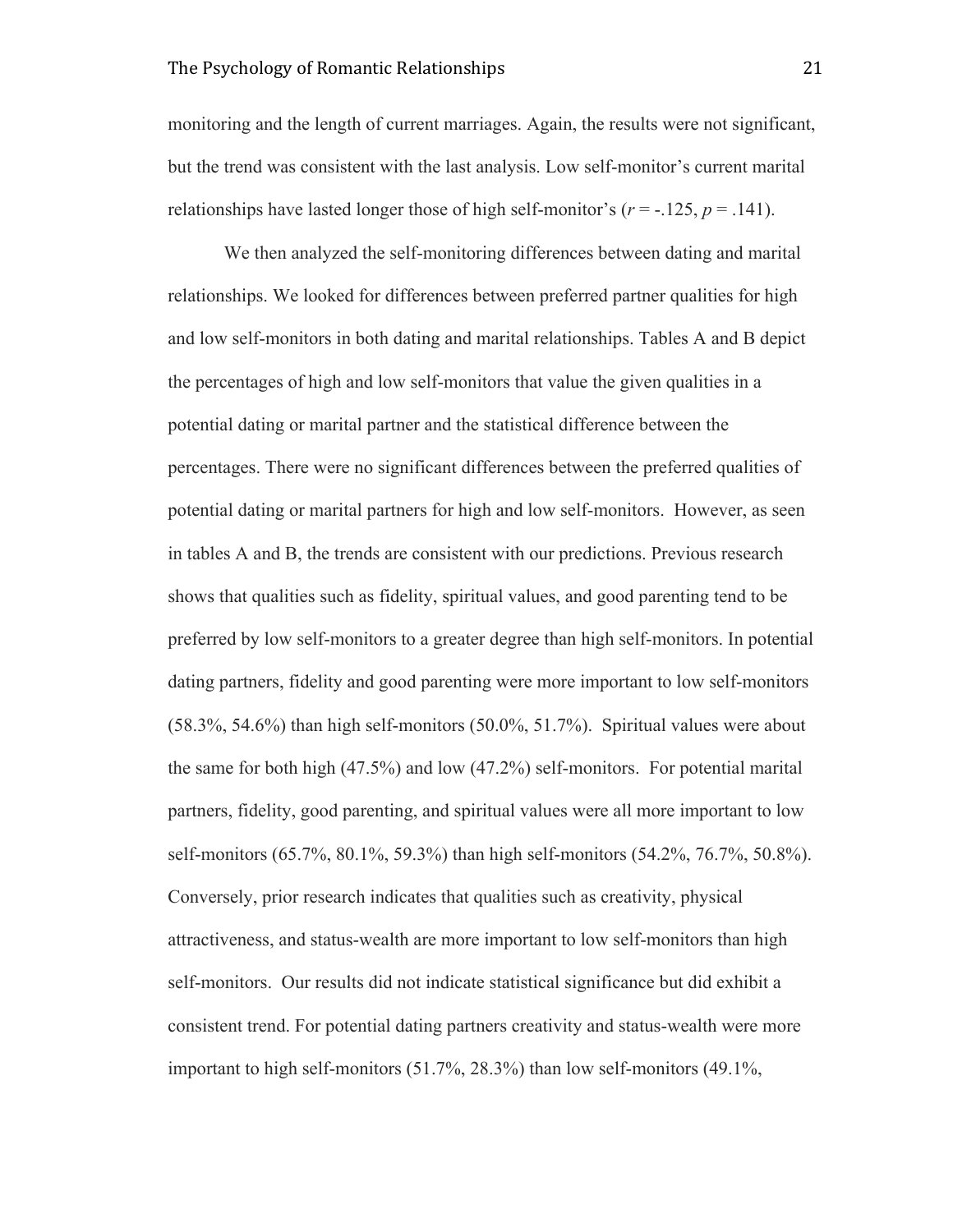monitoring and the length of current marriages. Again, the results were not significant, but the trend was consistent with the last analysis. Low self-monitor's current marital relationships have lasted longer those of high self-monitor's ($r$ = -.125, $p$ = .141).

We then analyzed the self-monitoring differences between dating and marital relationships. We looked for differences between preferred partner qualities for high and low self-monitors in both dating and marital relationships. Tables A and B depict the percentages of high and low self-monitors that value the given qualities in a potential dating or marital partner and the statistical difference between the percentages. There were no significant differences between the preferred qualities of potential dating or marital partners for high and low self-monitors. However, as seen in tables A and B, the trends are consistent with our predictions. Previous research shows that qualities such as fidelity, spiritual values, and good parenting tend to be preferred by low self-monitors to a greater degree than high self-monitors. In potential dating partners, fidelity and good parenting were more important to low self-monitors (58.3%, 54.6%) than high self-monitors (50.0%, 51.7%). Spiritual values were about the same for both high (47.5%) and low (47.2%) self-monitors. For potential marital partners, fidelity, good parenting, and spiritual values were all more important to low self-monitors (65.7%, 80.1%, 59.3%) than high self-monitors (54.2%, 76.7%, 50.8%). Conversely, prior research indicates that qualities such as creativity, physical attractiveness, and status-wealth are more important to low self-monitors than high self-monitors. Our results did not indicate statistical significance but did exhibit a consistent trend. For potential dating partners creativity and status-wealth were more important to high self-monitors (51.7%, 28.3%) than low self-monitors (49.1%,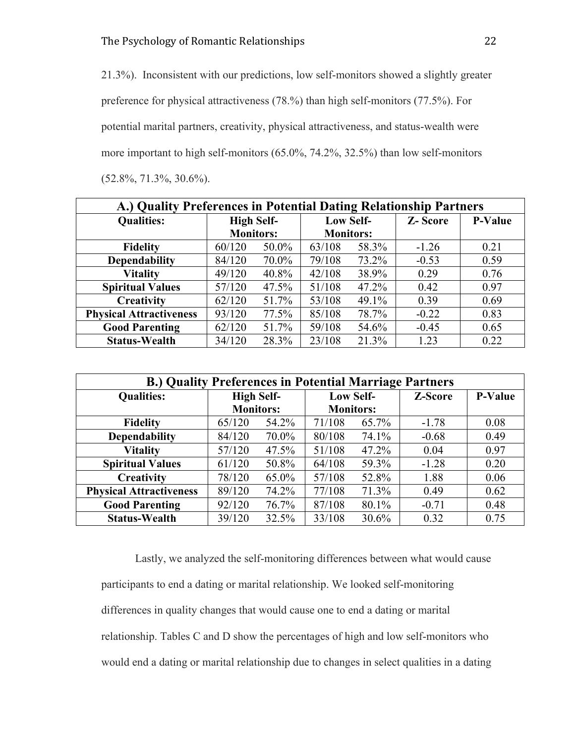21.3%). Inconsistent with our predictions, low self-monitors showed a slightly greater preference for physical attractiveness (78.%) than high self-monitors (77.5%). For potential marital partners, creativity, physical attractiveness, and status-wealth were more important to high self-monitors (65.0%, 74.2%, 32.5%) than low self-monitors (52.8%, 71.3%, 30.6%).

| **A.) Quality Preferences in Potential Dating Relationship Partners** | | | | | | |
|---|---|---|---|---|---|---|
| **Qualities:** | **High Self-Monitors:** | | **Low Self-Monitors:** | | **Z- Score** | **P-Value** |
| **Fidelity** | 60/120 | 50.0% | 63/108 | 58.3% | -1.26 | 0.21 |
| **Dependability** | 84/120 | 70.0% | 79/108 | 73.2% | -0.53 | 0.59 |
| **Vitality** | 49/120 | 40.8% | 42/108 | 38.9% | 0.29 | 0.76 |
| **Spiritual Values** | 57/120 | 47.5% | 51/108 | 47.2% | 0.42 | 0.97 |
| **Creativity** | 62/120 | 51.7% | 53/108 | 49.1% | 0.39 | 0.69 |
| **Physical Attractiveness** | 93/120 | 77.5% | 85/108 | 78.7% | -0.22 | 0.83 |
| **Good Parenting** | 62/120 | 51.7% | 59/108 | 54.6% | -0.45 | 0.65 |
| **Status-Wealth** | 34/120 | 28.3% | 23/108 | 21.3% | 1.23 | 0.22 |

| **B.) Quality Preferences in Potential Marriage Partners** | | | | | | |
|---|---|---|---|---|---|---|
| **Qualities:** | **High Self-Monitors:** | | **Low Self-Monitors:** | | **Z-Score** | **P-Value** |
| **Fidelity** | 65/120 | 54.2% | 71/108 | 65.7% | -1.78 | 0.08 |
| **Dependability** | 84/120 | 70.0% | 80/108 | 74.1% | -0.68 | 0.49 |
| **Vitality** | 57/120 | 47.5% | 51/108 | 47.2% | 0.04 | 0.97 |
| **Spiritual Values** | 61/120 | 50.8% | 64/108 | 59.3% | -1.28 | 0.20 |
| **Creativity** | 78/120 | 65.0% | 57/108 | 52.8% | 1.88 | 0.06 |
| **Physical Attractiveness** | 89/120 | 74.2% | 77/108 | 71.3% | 0.49 | 0.62 |
| **Good Parenting** | 92/120 | 76.7% | 87/108 | 80.1% | -0.71 | 0.48 |
| **Status-Wealth** | 39/120 | 32.5% | 33/108 | 30.6% | 0.32 | 0.75 |

Lastly, we analyzed the self-monitoring differences between what would cause participants to end a dating or marital relationship. We looked self-monitoring differences in quality changes that would cause one to end a dating or marital relationship. Tables C and D show the percentages of high and low self-monitors who would end a dating or marital relationship due to changes in select qualities in a dating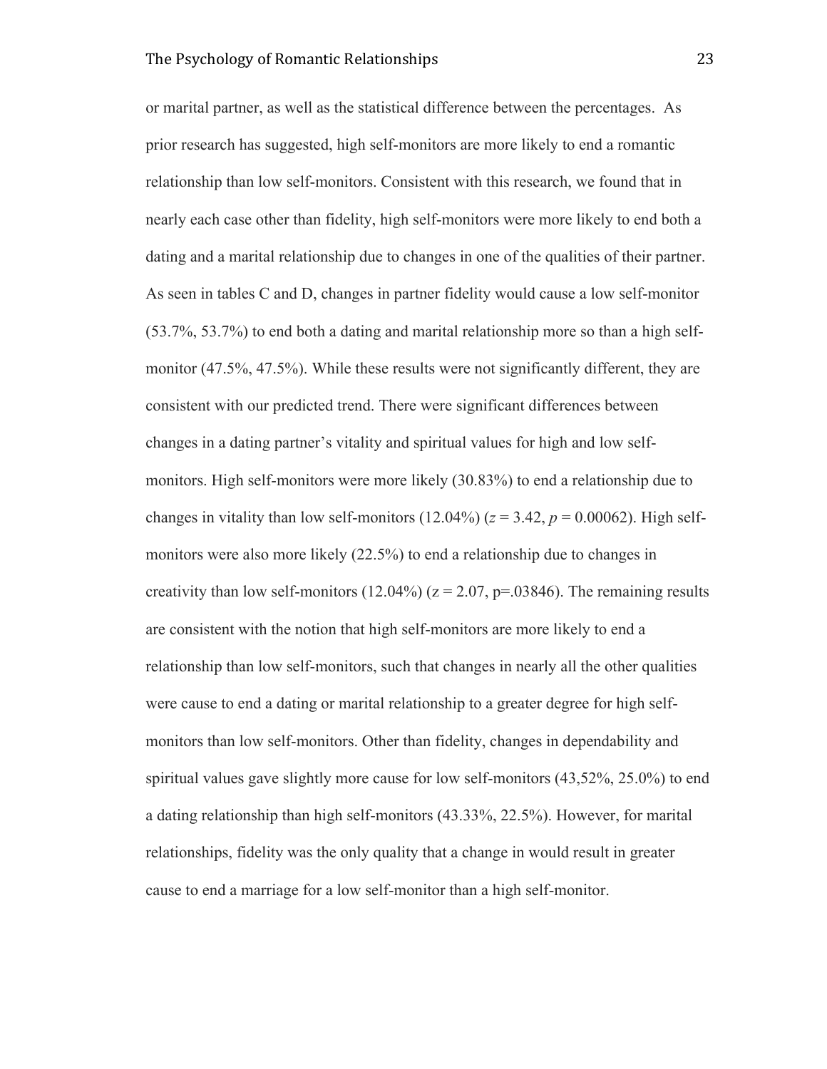or marital partner, as well as the statistical difference between the percentages. As prior research has suggested, high self-monitors are more likely to end a romantic relationship than low self-monitors. Consistent with this research, we found that in nearly each case other than fidelity, high self-monitors were more likely to end both a dating and a marital relationship due to changes in one of the qualities of their partner. As seen in tables C and D, changes in partner fidelity would cause a low self-monitor (53.7%, 53.7%) to end both a dating and marital relationship more so than a high self-monitor (47.5%, 47.5%). While these results were not significantly different, they are consistent with our predicted trend. There were significant differences between changes in a dating partner's vitality and spiritual values for high and low self-monitors. High self-monitors were more likely (30.83%) to end a relationship due to changes in vitality than low self-monitors (12.04%) ($z = 3.42$, $p = 0.00062$). High self-monitors were also more likely (22.5%) to end a relationship due to changes in creativity than low self-monitors (12.04%) ($z = 2.07$, $p=.03846$). The remaining results are consistent with the notion that high self-monitors are more likely to end a relationship than low self-monitors, such that changes in nearly all the other qualities were cause to end a dating or marital relationship to a greater degree for high self-monitors than low self-monitors. Other than fidelity, changes in dependability and spiritual values gave slightly more cause for low self-monitors (43,52%, 25.0%) to end a dating relationship than high self-monitors (43.33%, 22.5%). However, for marital relationships, fidelity was the only quality that a change in would result in greater cause to end a marriage for a low self-monitor than a high self-monitor.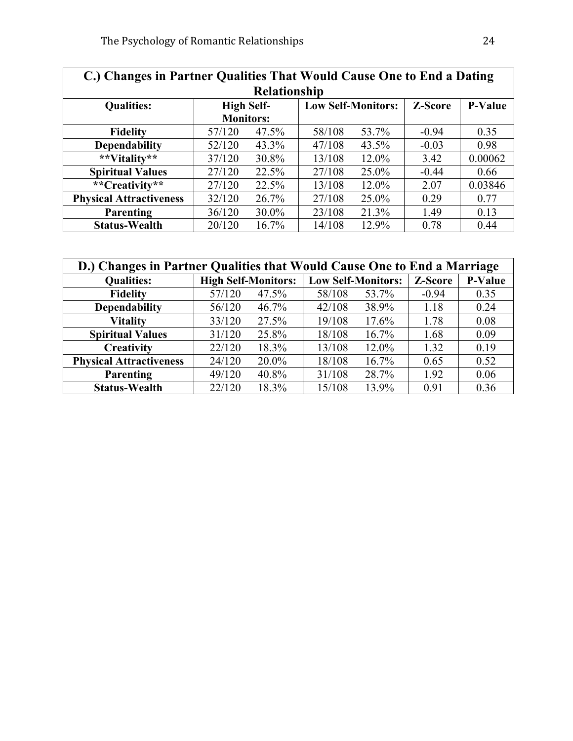| C.) Changes in Partner Qualities That Would Cause One to End a Dating Relationship | | | | | | |
|---|---|---|---|---|---|---|
| **Qualities:** | **High Self-Monitors:** | | **Low Self-Monitors:** | | **Z-Score** | **P-Value** |
| **Fidelity** | 57/120 | 47.5% | 58/108 | 53.7% | -0.94 | 0.35 |
| **Dependability** | 52/120 | 43.3% | 47/108 | 43.5% | -0.03 | 0.98 |
| **\*\*Vitality\*\*** | 37/120 | 30.8% | 13/108 | 12.0% | 3.42 | 0.00062 |
| **Spiritual Values** | 27/120 | 22.5% | 27/108 | 25.0% | -0.44 | 0.66 |
| **\*\*Creativity\*\*** | 27/120 | 22.5% | 13/108 | 12.0% | 2.07 | 0.03846 |
| **Physical Attractiveness** | 32/120 | 26.7% | 27/108 | 25.0% | 0.29 | 0.77 |
| **Parenting** | 36/120 | 30.0% | 23/108 | 21.3% | 1.49 | 0.13 |
| **Status-Wealth** | 20/120 | 16.7% | 14/108 | 12.9% | 0.78 | 0.44 |

| D.) Changes in Partner Qualities that Would Cause One to End a Marriage | | | | | | |
|---|---|---|---|---|---|---|
| **Qualities:** | **High Self-Monitors:** | | **Low Self-Monitors:** | | **Z-Score** | **P-Value** |
| **Fidelity** | 57/120 | 47.5% | 58/108 | 53.7% | -0.94 | 0.35 |
| **Dependability** | 56/120 | 46.7% | 42/108 | 38.9% | 1.18 | 0.24 |
| **Vitality** | 33/120 | 27.5% | 19/108 | 17.6% | 1.78 | 0.08 |
| **Spiritual Values** | 31/120 | 25.8% | 18/108 | 16.7% | 1.68 | 0.09 |
| **Creativity** | 22/120 | 18.3% | 13/108 | 12.0% | 1.32 | 0.19 |
| **Physical Attractiveness** | 24/120 | 20.0% | 18/108 | 16.7% | 0.65 | 0.52 |
| **Parenting** | 49/120 | 40.8% | 31/108 | 28.7% | 1.92 | 0.06 |
| **Status-Wealth** | 22/120 | 18.3% | 15/108 | 13.9% | 0.91 | 0.36 |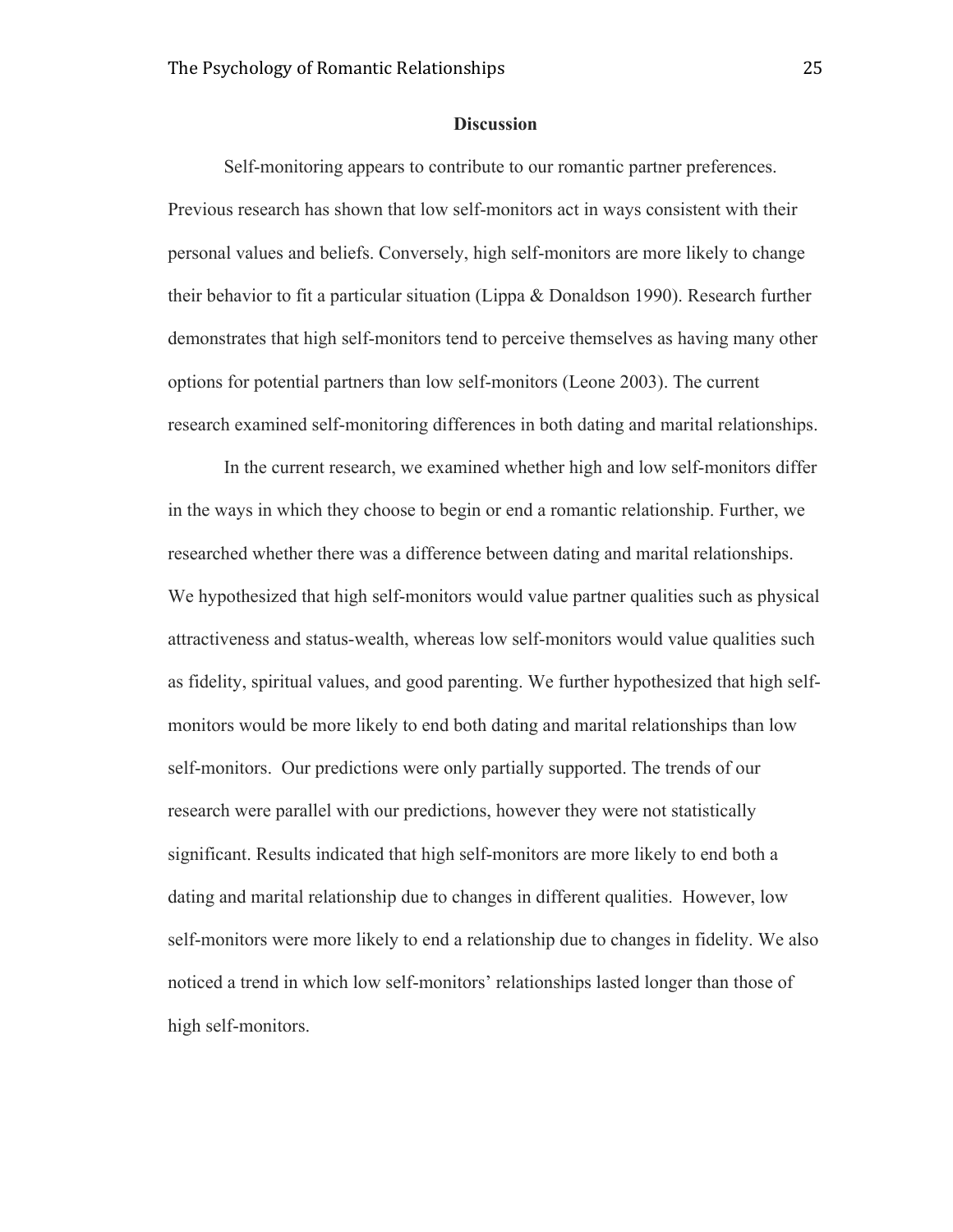## Discussion

Self-monitoring appears to contribute to our romantic partner preferences. Previous research has shown that low self-monitors act in ways consistent with their personal values and beliefs. Conversely, high self-monitors are more likely to change their behavior to fit a particular situation (Lippa & Donaldson 1990). Research further demonstrates that high self-monitors tend to perceive themselves as having many other options for potential partners than low self-monitors (Leone 2003). The current research examined self-monitoring differences in both dating and marital relationships.

In the current research, we examined whether high and low self-monitors differ in the ways in which they choose to begin or end a romantic relationship. Further, we researched whether there was a difference between dating and marital relationships. We hypothesized that high self-monitors would value partner qualities such as physical attractiveness and status-wealth, whereas low self-monitors would value qualities such as fidelity, spiritual values, and good parenting. We further hypothesized that high self-monitors would be more likely to end both dating and marital relationships than low self-monitors. Our predictions were only partially supported. The trends of our research were parallel with our predictions, however they were not statistically significant. Results indicated that high self-monitors are more likely to end both a dating and marital relationship due to changes in different qualities. However, low self-monitors were more likely to end a relationship due to changes in fidelity. We also noticed a trend in which low self-monitors' relationships lasted longer than those of high self-monitors.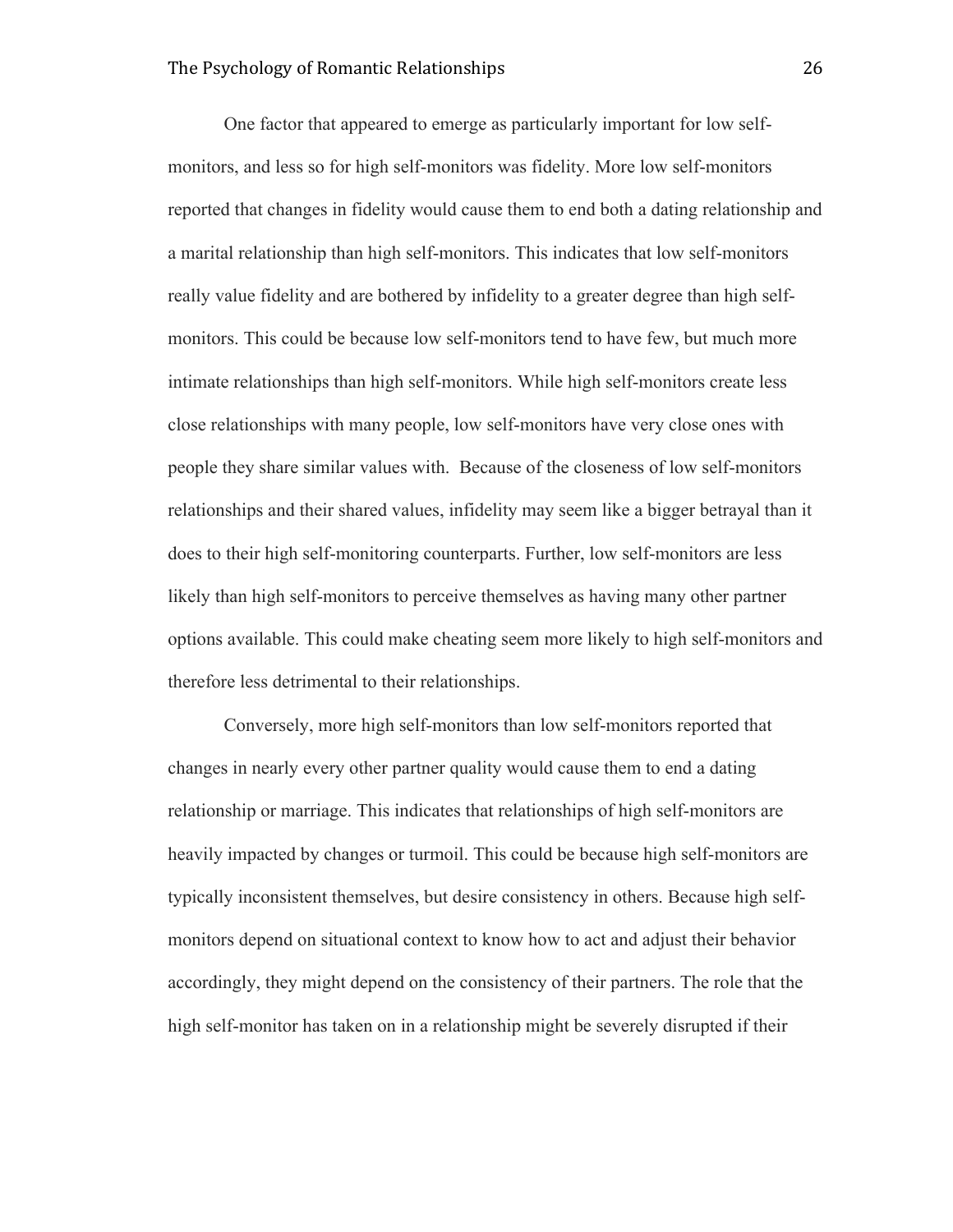One factor that appeared to emerge as particularly important for low self-monitors, and less so for high self-monitors was fidelity. More low self-monitors reported that changes in fidelity would cause them to end both a dating relationship and a marital relationship than high self-monitors. This indicates that low self-monitors really value fidelity and are bothered by infidelity to a greater degree than high self-monitors. This could be because low self-monitors tend to have few, but much more intimate relationships than high self-monitors. While high self-monitors create less close relationships with many people, low self-monitors have very close ones with people they share similar values with. Because of the closeness of low self-monitors relationships and their shared values, infidelity may seem like a bigger betrayal than it does to their high self-monitoring counterparts. Further, low self-monitors are less likely than high self-monitors to perceive themselves as having many other partner options available. This could make cheating seem more likely to high self-monitors and therefore less detrimental to their relationships.

Conversely, more high self-monitors than low self-monitors reported that changes in nearly every other partner quality would cause them to end a dating relationship or marriage. This indicates that relationships of high self-monitors are heavily impacted by changes or turmoil. This could be because high self-monitors are typically inconsistent themselves, but desire consistency in others. Because high self-monitors depend on situational context to know how to act and adjust their behavior accordingly, they might depend on the consistency of their partners. The role that the high self-monitor has taken on in a relationship might be severely disrupted if their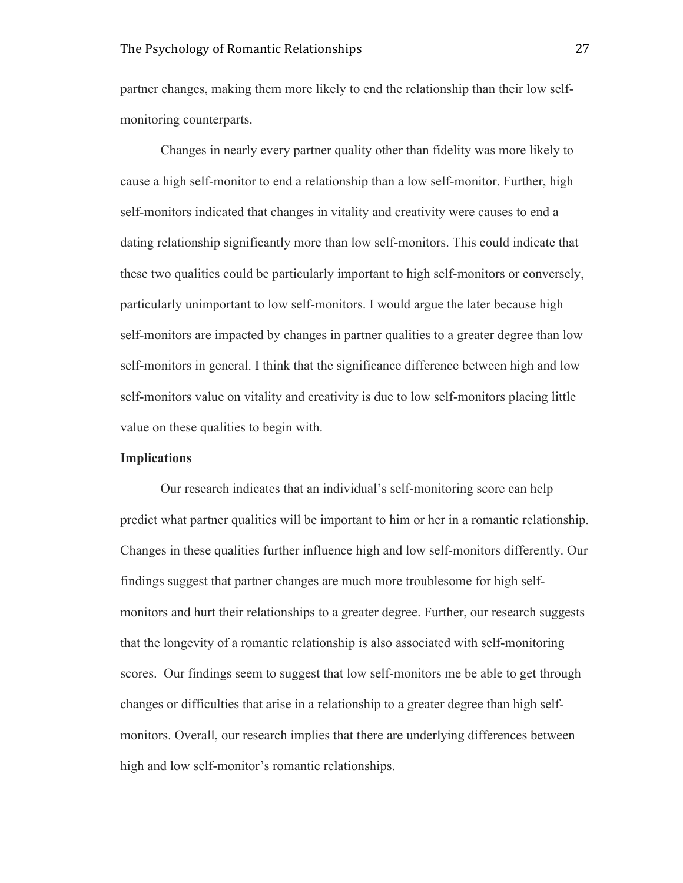partner changes, making them more likely to end the relationship than their low self-monitoring counterparts.

Changes in nearly every partner quality other than fidelity was more likely to cause a high self-monitor to end a relationship than a low self-monitor. Further, high self-monitors indicated that changes in vitality and creativity were causes to end a dating relationship significantly more than low self-monitors. This could indicate that these two qualities could be particularly important to high self-monitors or conversely, particularly unimportant to low self-monitors. I would argue the later because high self-monitors are impacted by changes in partner qualities to a greater degree than low self-monitors in general. I think that the significance difference between high and low self-monitors value on vitality and creativity is due to low self-monitors placing little value on these qualities to begin with.

**Implications**

Our research indicates that an individual's self-monitoring score can help predict what partner qualities will be important to him or her in a romantic relationship. Changes in these qualities further influence high and low self-monitors differently. Our findings suggest that partner changes are much more troublesome for high self-monitors and hurt their relationships to a greater degree. Further, our research suggests that the longevity of a romantic relationship is also associated with self-monitoring scores. Our findings seem to suggest that low self-monitors me be able to get through changes or difficulties that arise in a relationship to a greater degree than high self-monitors. Overall, our research implies that there are underlying differences between high and low self-monitor's romantic relationships.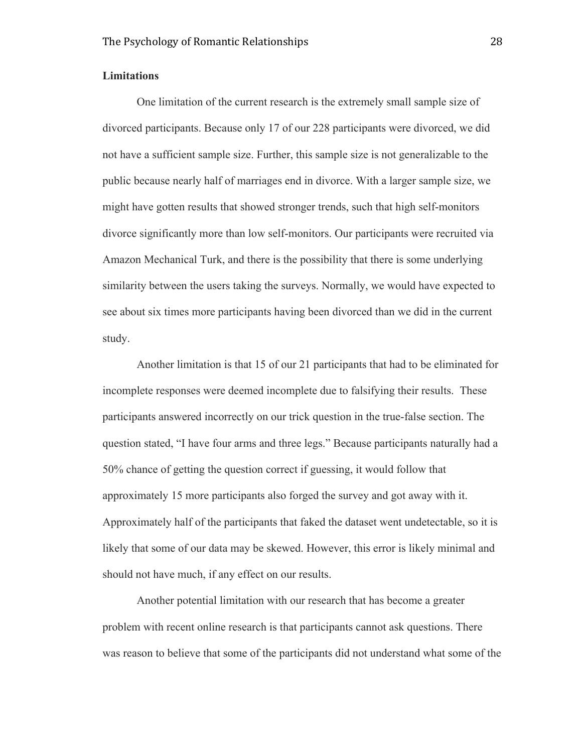**Limitations**

One limitation of the current research is the extremely small sample size of divorced participants. Because only 17 of our 228 participants were divorced, we did not have a sufficient sample size. Further, this sample size is not generalizable to the public because nearly half of marriages end in divorce. With a larger sample size, we might have gotten results that showed stronger trends, such that high self-monitors divorce significantly more than low self-monitors. Our participants were recruited via Amazon Mechanical Turk, and there is the possibility that there is some underlying similarity between the users taking the surveys. Normally, we would have expected to see about six times more participants having been divorced than we did in the current study.

Another limitation is that 15 of our 21 participants that had to be eliminated for incomplete responses were deemed incomplete due to falsifying their results. These participants answered incorrectly on our trick question in the true-false section. The question stated, "I have four arms and three legs." Because participants naturally had a 50% chance of getting the question correct if guessing, it would follow that approximately 15 more participants also forged the survey and got away with it. Approximately half of the participants that faked the dataset went undetectable, so it is likely that some of our data may be skewed. However, this error is likely minimal and should not have much, if any effect on our results.

Another potential limitation with our research that has become a greater problem with recent online research is that participants cannot ask questions. There was reason to believe that some of the participants did not understand what some of the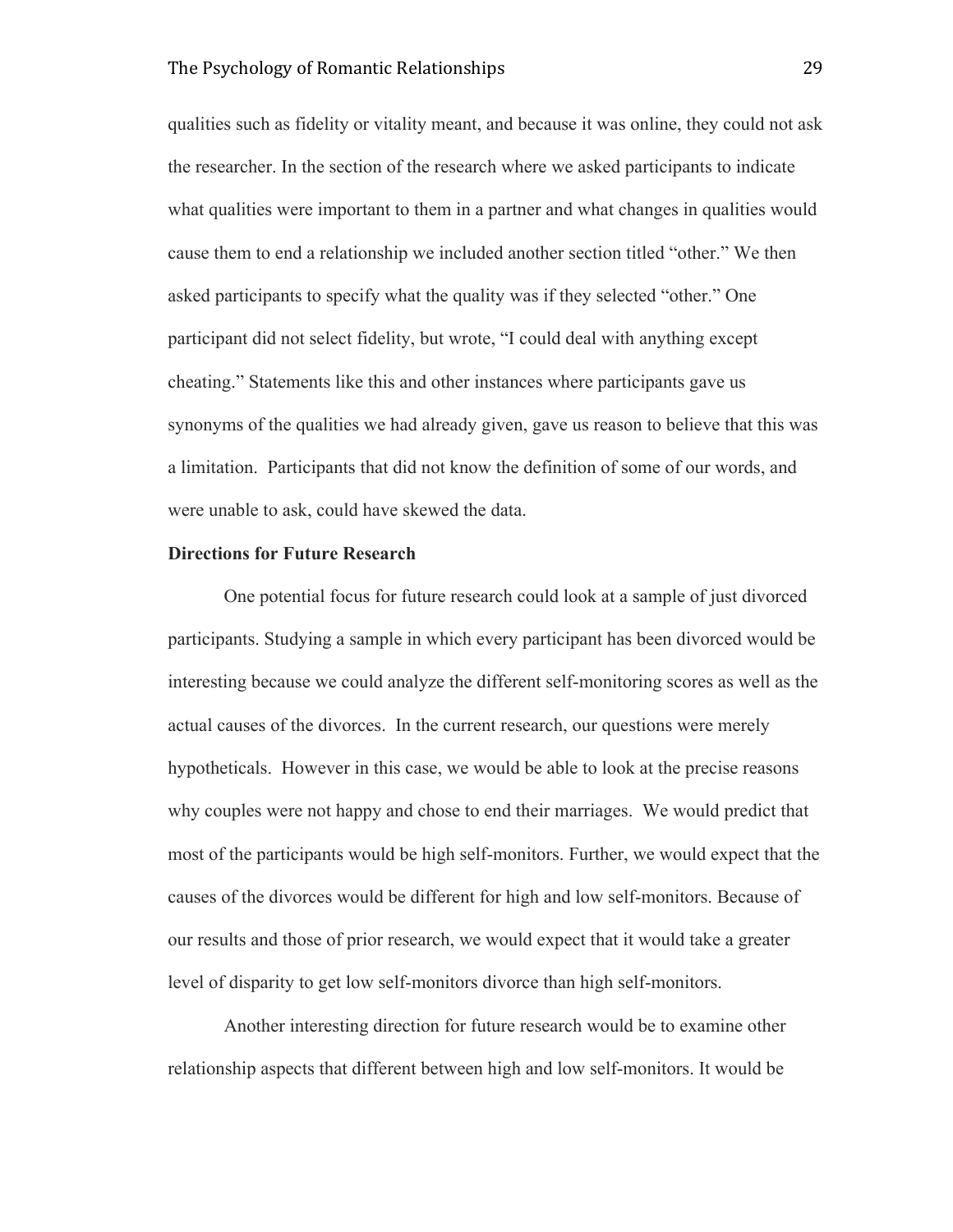qualities such as fidelity or vitality meant, and because it was online, they could not ask the researcher. In the section of the research where we asked participants to indicate what qualities were important to them in a partner and what changes in qualities would cause them to end a relationship we included another section titled "other." We then asked participants to specify what the quality was if they selected "other." One participant did not select fidelity, but wrote, "I could deal with anything except cheating." Statements like this and other instances where participants gave us synonyms of the qualities we had already given, gave us reason to believe that this was a limitation. Participants that did not know the definition of some of our words, and were unable to ask, could have skewed the data.

**Directions for Future Research**

One potential focus for future research could look at a sample of just divorced participants. Studying a sample in which every participant has been divorced would be interesting because we could analyze the different self-monitoring scores as well as the actual causes of the divorces. In the current research, our questions were merely hypotheticals. However in this case, we would be able to look at the precise reasons why couples were not happy and chose to end their marriages. We would predict that most of the participants would be high self-monitors. Further, we would expect that the causes of the divorces would be different for high and low self-monitors. Because of our results and those of prior research, we would expect that it would take a greater level of disparity to get low self-monitors divorce than high self-monitors.

Another interesting direction for future research would be to examine other relationship aspects that different between high and low self-monitors. It would be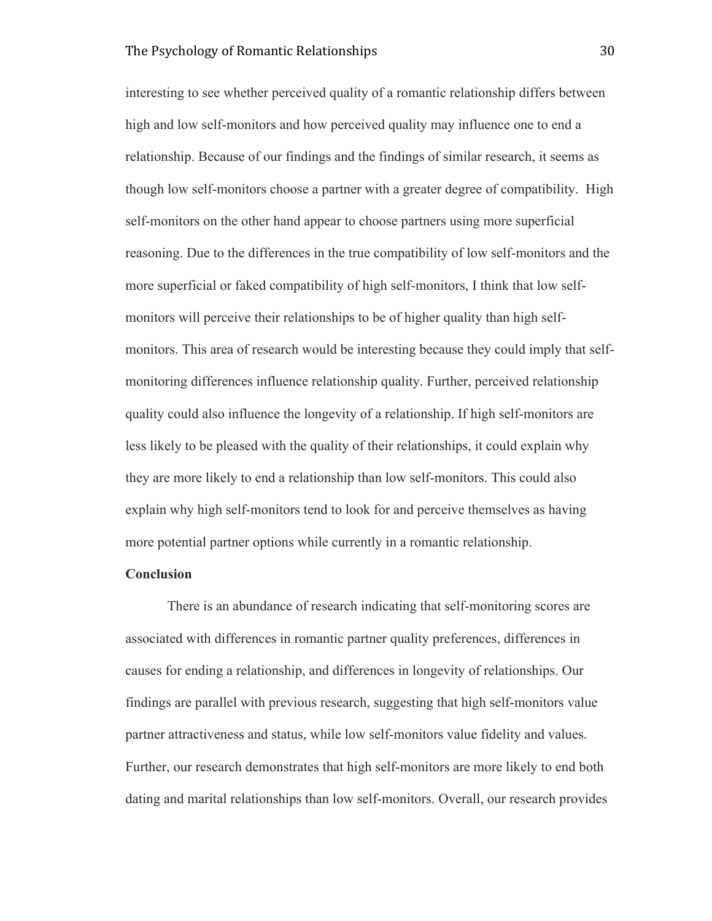interesting to see whether perceived quality of a romantic relationship differs between high and low self-monitors and how perceived quality may influence one to end a relationship. Because of our findings and the findings of similar research, it seems as though low self-monitors choose a partner with a greater degree of compatibility. High self-monitors on the other hand appear to choose partners using more superficial reasoning. Due to the differences in the true compatibility of low self-monitors and the more superficial or faked compatibility of high self-monitors, I think that low self-monitors will perceive their relationships to be of higher quality than high self-monitors. This area of research would be interesting because they could imply that self-monitoring differences influence relationship quality. Further, perceived relationship quality could also influence the longevity of a relationship. If high self-monitors are less likely to be pleased with the quality of their relationships, it could explain why they are more likely to end a relationship than low self-monitors. This could also explain why high self-monitors tend to look for and perceive themselves as having more potential partner options while currently in a romantic relationship.

**Conclusion**

There is an abundance of research indicating that self-monitoring scores are associated with differences in romantic partner quality preferences, differences in causes for ending a relationship, and differences in longevity of relationships. Our findings are parallel with previous research, suggesting that high self-monitors value partner attractiveness and status, while low self-monitors value fidelity and values. Further, our research demonstrates that high self-monitors are more likely to end both dating and marital relationships than low self-monitors. Overall, our research provides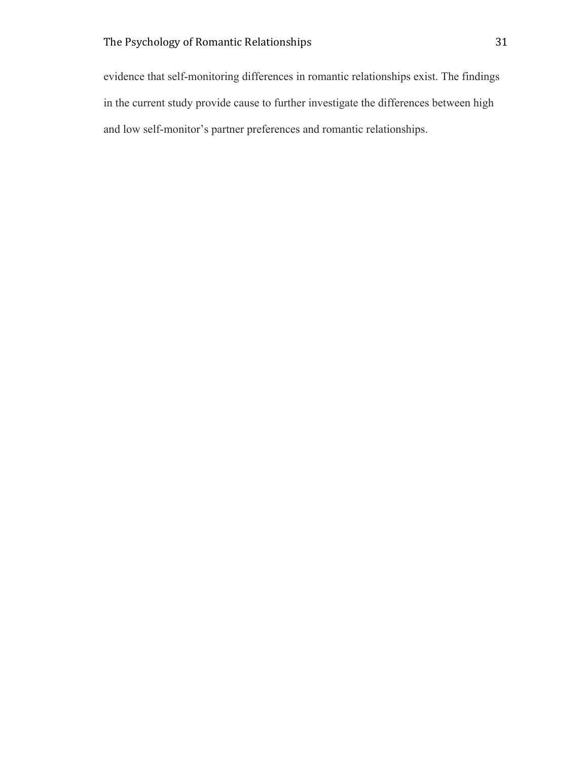evidence that self-monitoring differences in romantic relationships exist. The findings in the current study provide cause to further investigate the differences between high and low self-monitor's partner preferences and romantic relationships.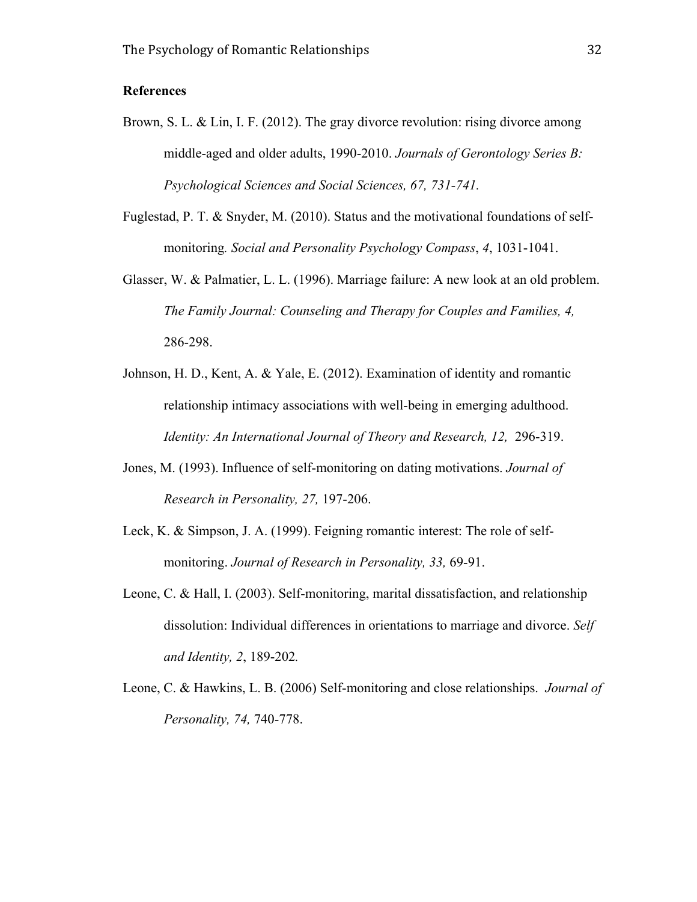**References**

Brown, S. L. & Lin, I. F. (2012). The gray divorce revolution: rising divorce among middle-aged and older adults, 1990-2010. *Journals of Gerontology Series B: Psychological Sciences and Social Sciences, 67, 731-741.*

Fuglestad, P. T. & Snyder, M. (2010). Status and the motivational foundations of self-monitoring*. Social and Personality Psychology Compass*, *4*, 1031-1041.

Glasser, W. & Palmatier, L. L. (1996). Marriage failure: A new look at an old problem. *The Family Journal: Counseling and Therapy for Couples and Families, 4,* 286-298.

Johnson, H. D., Kent, A. & Yale, E. (2012). Examination of identity and romantic relationship intimacy associations with well-being in emerging adulthood. *Identity: An International Journal of Theory and Research, 12,* 296-319.

Jones, M. (1993). Influence of self-monitoring on dating motivations. *Journal of Research in Personality, 27,* 197-206.

Leck, K. & Simpson, J. A. (1999). Feigning romantic interest: The role of self-monitoring. *Journal of Research in Personality, 33,* 69-91.

Leone, C. & Hall, I. (2003). Self-monitoring, marital dissatisfaction, and relationship dissolution: Individual differences in orientations to marriage and divorce. *Self and Identity, 2*, 189-202*.*

Leone, C. & Hawkins, L. B. (2006) Self-monitoring and close relationships. *Journal of Personality, 74,* 740-778.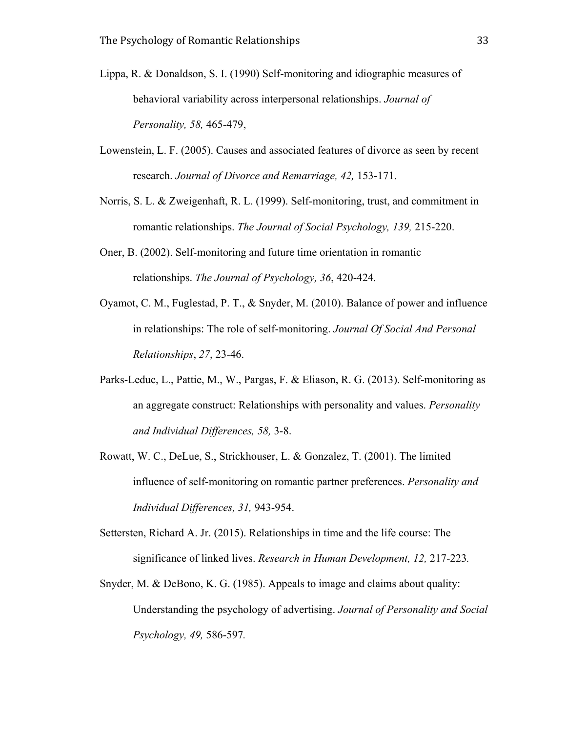Lippa, R. & Donaldson, S. I. (1990) Self-monitoring and idiographic measures of behavioral variability across interpersonal relationships. *Journal of Personality, 58,* 465-479,

Lowenstein, L. F. (2005). Causes and associated features of divorce as seen by recent research. *Journal of Divorce and Remarriage, 42,* 153-171.

Norris, S. L. & Zweigenhaft, R. L. (1999). Self-monitoring, trust, and commitment in romantic relationships. *The Journal of Social Psychology, 139,* 215-220.

Oner, B. (2002). Self-monitoring and future time orientation in romantic relationships. *The Journal of Psychology, 36*, 420-424*.*

Oyamot, C. M., Fuglestad, P. T., & Snyder, M. (2010). Balance of power and influence in relationships: The role of self-monitoring. *Journal Of Social And Personal Relationships*, *27*, 23-46.

Parks-Leduc, L., Pattie, M., W., Pargas, F. & Eliason, R. G. (2013). Self-monitoring as an aggregate construct: Relationships with personality and values. *Personality and Individual Differences, 58,* 3-8.

Rowatt, W. C., DeLue, S., Strickhouser, L. & Gonzalez, T. (2001). The limited influence of self-monitoring on romantic partner preferences. *Personality and Individual Differences, 31,* 943-954.

Settersten, Richard A. Jr. (2015). Relationships in time and the life course: The significance of linked lives. *Research in Human Development, 12,* 217-223*.*

Snyder, M. & DeBono, K. G. (1985). Appeals to image and claims about quality: Understanding the psychology of advertising. *Journal of Personality and Social Psychology, 49,* 586-597*.*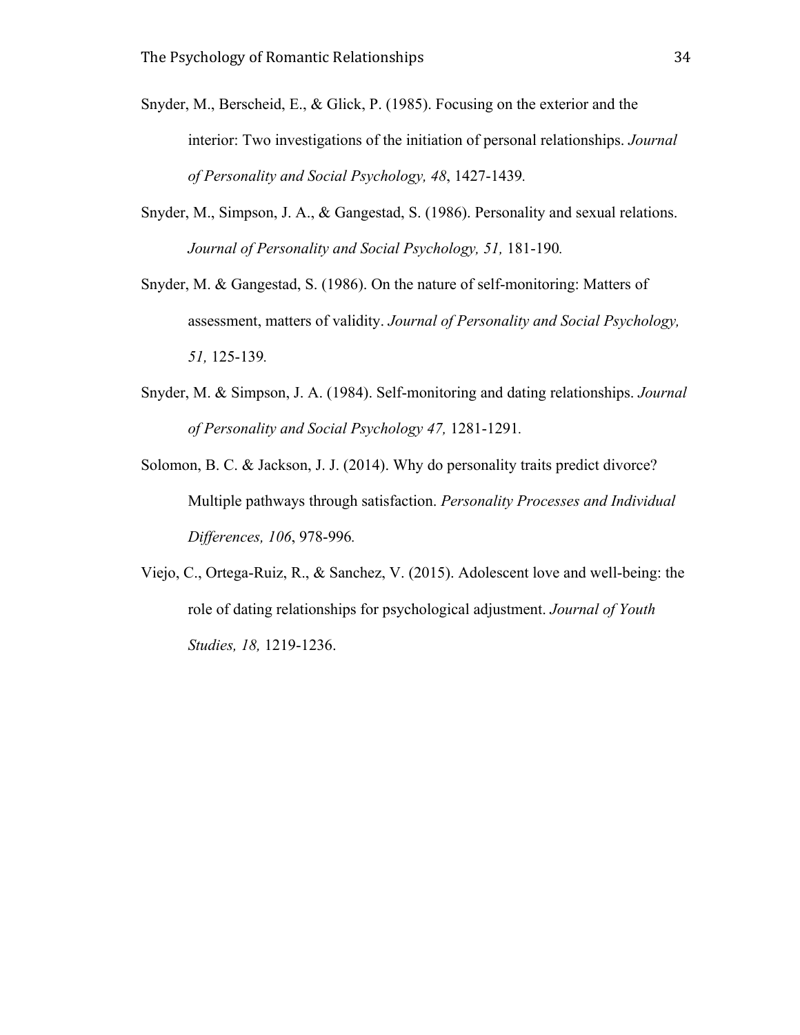Snyder, M., Berscheid, E., & Glick, P. (1985). Focusing on the exterior and the interior: Two investigations of the initiation of personal relationships. *Journal of Personality and Social Psychology, 48*, 1427-1439.

Snyder, M., Simpson, J. A., & Gangestad, S. (1986). Personality and sexual relations. *Journal of Personality and Social Psychology, 51,* 181-190.

Snyder, M. & Gangestad, S. (1986). On the nature of self-monitoring: Matters of assessment, matters of validity. *Journal of Personality and Social Psychology, 51,* 125-139.

Snyder, M. & Simpson, J. A. (1984). Self-monitoring and dating relationships. *Journal of Personality and Social Psychology 47,* 1281-1291.

Solomon, B. C. & Jackson, J. J. (2014). Why do personality traits predict divorce? Multiple pathways through satisfaction. *Personality Processes and Individual Differences, 106*, 978-996.

Viejo, C., Ortega-Ruiz, R., & Sanchez, V. (2015). Adolescent love and well-being: the role of dating relationships for psychological adjustment. *Journal of Youth Studies, 18,* 1219-1236.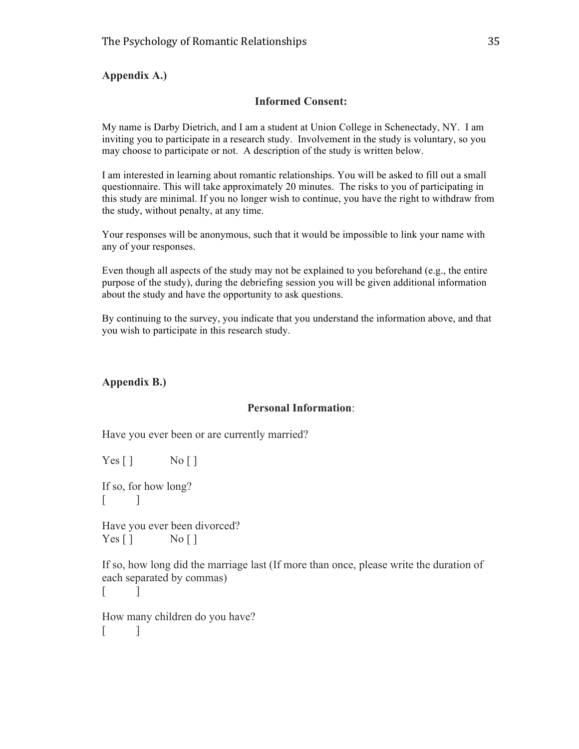**Appendix A.)**

**Informed Consent:**

My name is Darby Dietrich, and I am a student at Union College in Schenectady, NY. I am inviting you to participate in a research study. Involvement in the study is voluntary, so you may choose to participate or not. A description of the study is written below.

I am interested in learning about romantic relationships. You will be asked to fill out a small questionnaire. This will take approximately 20 minutes. The risks to you of participating in this study are minimal. If you no longer wish to continue, you have the right to withdraw from the study, without penalty, at any time.

Your responses will be anonymous, such that it would be impossible to link your name with any of your responses.

Even though all aspects of the study may not be explained to you beforehand (e.g., the entire purpose of the study), during the debriefing session you will be given additional information about the study and have the opportunity to ask questions.

By continuing to the survey, you indicate that you understand the information above, and that you wish to participate in this research study.

**Appendix B.)**

**Personal Information**:

Have you ever been or are currently married?

Yes [ ]     No [ ]

If so, for how long?
[      ]

Have you ever been divorced?
Yes [ ]     No [ ]

If so, how long did the marriage last (If more than once, please write the duration of each separated by commas)
[      ]

How many children do you have?
[      ]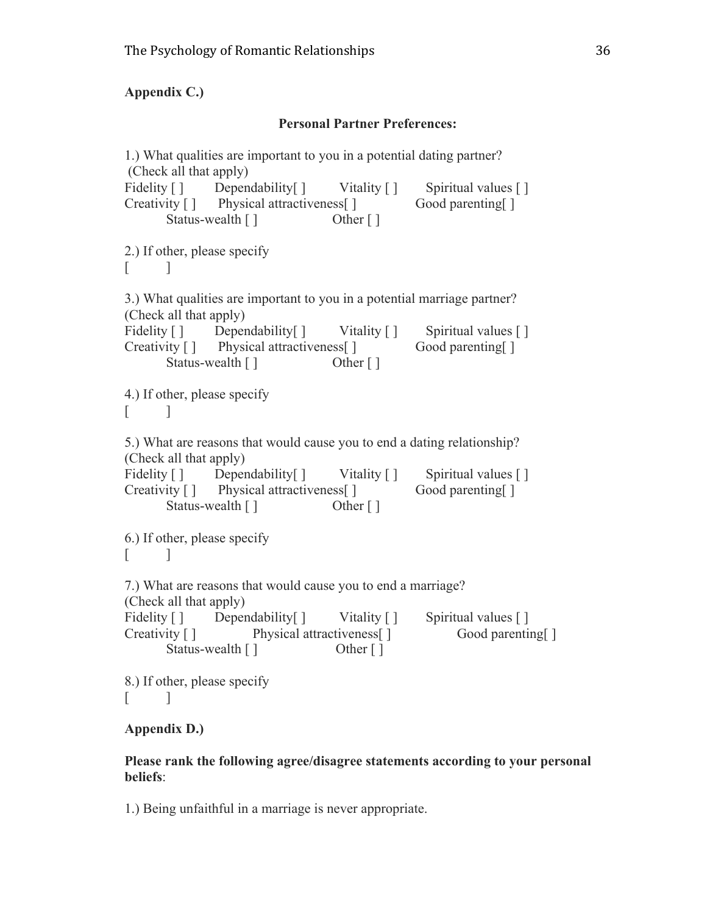**Appendix C.)**

**Personal Partner Preferences:**

1.) What qualities are important to you in a potential dating partner?
(Check all that apply)
Fidelity [ ]   Dependability[ ]   Vitality [ ]   Spiritual values [ ]
Creativity [ ]   Physical attractiveness[ ]   Good parenting[ ]
Status-wealth [ ]   Other [ ]

2.) If other, please specify
[   ]

3.) What qualities are important to you in a potential marriage partner?
(Check all that apply)
Fidelity [ ]   Dependability[ ]   Vitality [ ]   Spiritual values [ ]
Creativity [ ]   Physical attractiveness[ ]   Good parenting[ ]
Status-wealth [ ]   Other [ ]

4.) If other, please specify
[   ]

5.) What are reasons that would cause you to end a dating relationship?
(Check all that apply)
Fidelity [ ]   Dependability[ ]   Vitality [ ]   Spiritual values [ ]
Creativity [ ]   Physical attractiveness[ ]   Good parenting[ ]
Status-wealth [ ]   Other [ ]

6.) If other, please specify
[   ]

7.) What are reasons that would cause you to end a marriage?
(Check all that apply)
Fidelity [ ]   Dependability[ ]   Vitality [ ]   Spiritual values [ ]
Creativity [ ]   Physical attractiveness[ ]   Good parenting[ ]
Status-wealth [ ]   Other [ ]

8.) If other, please specify
[   ]

**Appendix D.)**

**Please rank the following agree/disagree statements according to your personal beliefs**:

1.) Being unfaithful in a marriage is never appropriate.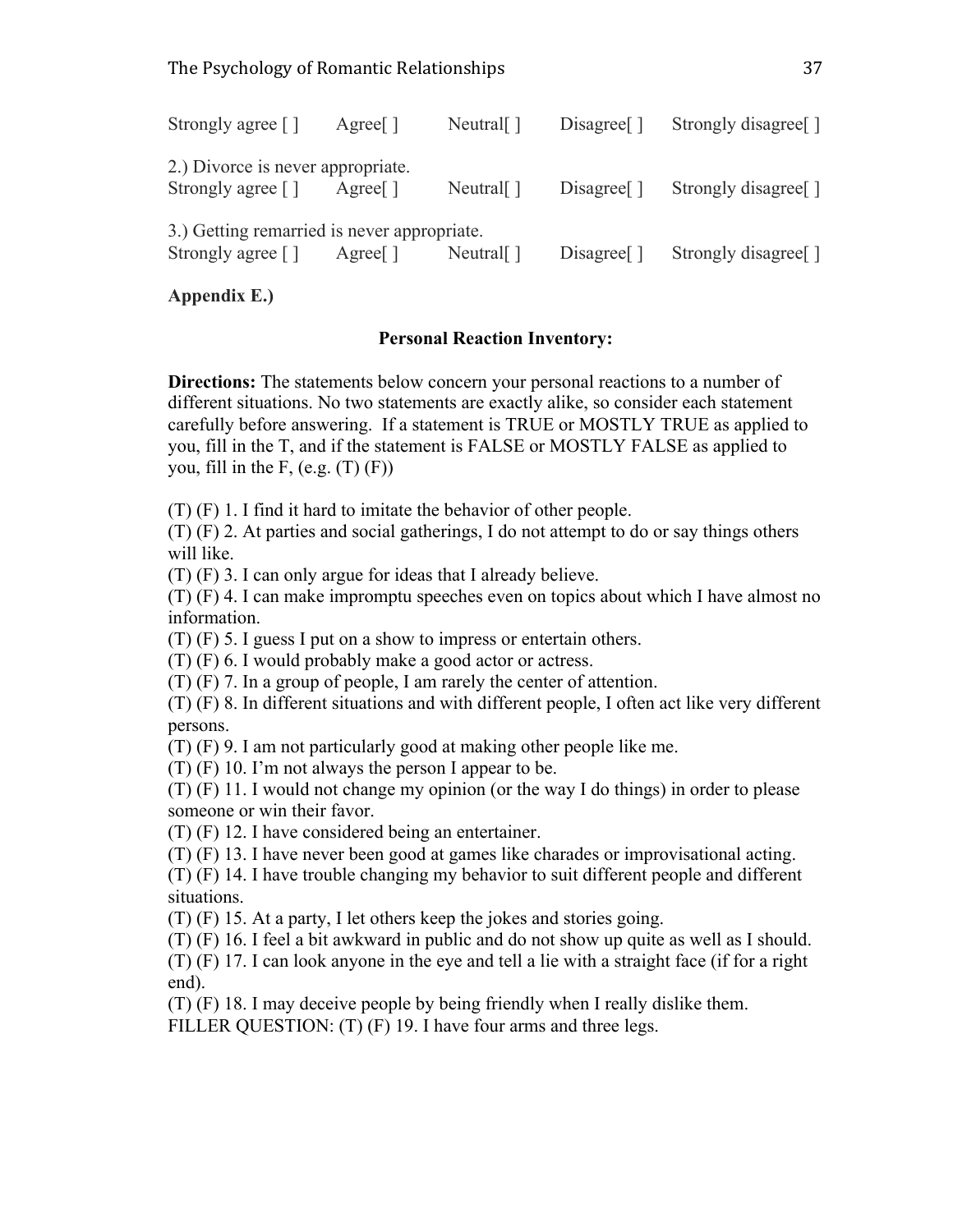Strongly agree [ ]  Agree[ ]  Neutral[ ]  Disagree[ ]  Strongly disagree[ ]

2.) Divorce is never appropriate.
Strongly agree [ ]  Agree[ ]  Neutral[ ]  Disagree[ ]  Strongly disagree[ ]

3.) Getting remarried is never appropriate.
Strongly agree [ ]  Agree[ ]  Neutral[ ]  Disagree[ ]  Strongly disagree[ ]

**Appendix E.)**

**Personal Reaction Inventory:**

**Directions:** The statements below concern your personal reactions to a number of different situations. No two statements are exactly alike, so consider each statement carefully before answering. If a statement is TRUE or MOSTLY TRUE as applied to you, fill in the T, and if the statement is FALSE or MOSTLY FALSE as applied to you, fill in the F, (e.g. (T) (F))

(T) (F) 1. I find it hard to imitate the behavior of other people.
(T) (F) 2. At parties and social gatherings, I do not attempt to do or say things others will like.
(T) (F) 3. I can only argue for ideas that I already believe.
(T) (F) 4. I can make impromptu speeches even on topics about which I have almost no information.
(T) (F) 5. I guess I put on a show to impress or entertain others.
(T) (F) 6. I would probably make a good actor or actress.
(T) (F) 7. In a group of people, I am rarely the center of attention.
(T) (F) 8. In different situations and with different people, I often act like very different persons.
(T) (F) 9. I am not particularly good at making other people like me.
(T) (F) 10. I'm not always the person I appear to be.
(T) (F) 11. I would not change my opinion (or the way I do things) in order to please someone or win their favor.
(T) (F) 12. I have considered being an entertainer.
(T) (F) 13. I have never been good at games like charades or improvisational acting.
(T) (F) 14. I have trouble changing my behavior to suit different people and different situations.
(T) (F) 15. At a party, I let others keep the jokes and stories going.
(T) (F) 16. I feel a bit awkward in public and do not show up quite as well as I should.
(T) (F) 17. I can look anyone in the eye and tell a lie with a straight face (if for a right end).
(T) (F) 18. I may deceive people by being friendly when I really dislike them.
FILLER QUESTION: (T) (F) 19. I have four arms and three legs.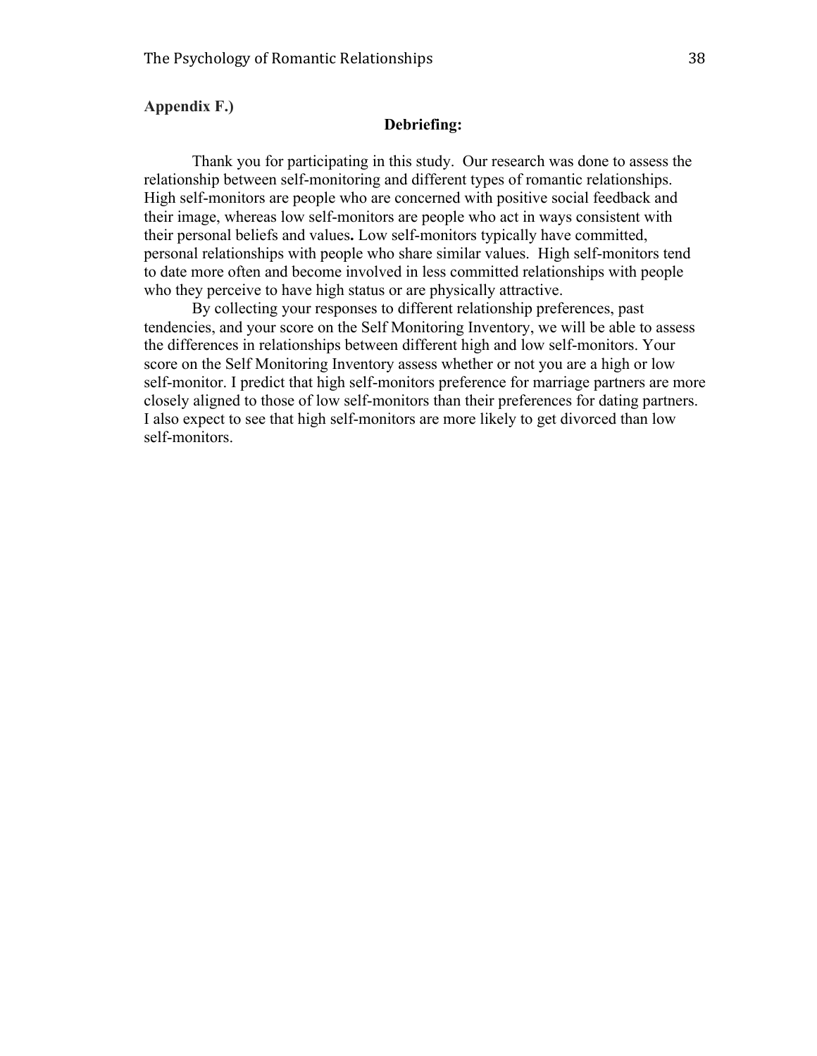**Appendix F.)**

**Debriefing:**

Thank you for participating in this study. Our research was done to assess the relationship between self-monitoring and different types of romantic relationships. High self-monitors are people who are concerned with positive social feedback and their image, whereas low self-monitors are people who act in ways consistent with their personal beliefs and values**.** Low self-monitors typically have committed, personal relationships with people who share similar values. High self-monitors tend to date more often and become involved in less committed relationships with people who they perceive to have high status or are physically attractive.

By collecting your responses to different relationship preferences, past tendencies, and your score on the Self Monitoring Inventory, we will be able to assess the differences in relationships between different high and low self-monitors. Your score on the Self Monitoring Inventory assess whether or not you are a high or low self-monitor. I predict that high self-monitors preference for marriage partners are more closely aligned to those of low self-monitors than their preferences for dating partners. I also expect to see that high self-monitors are more likely to get divorced than low self-monitors.